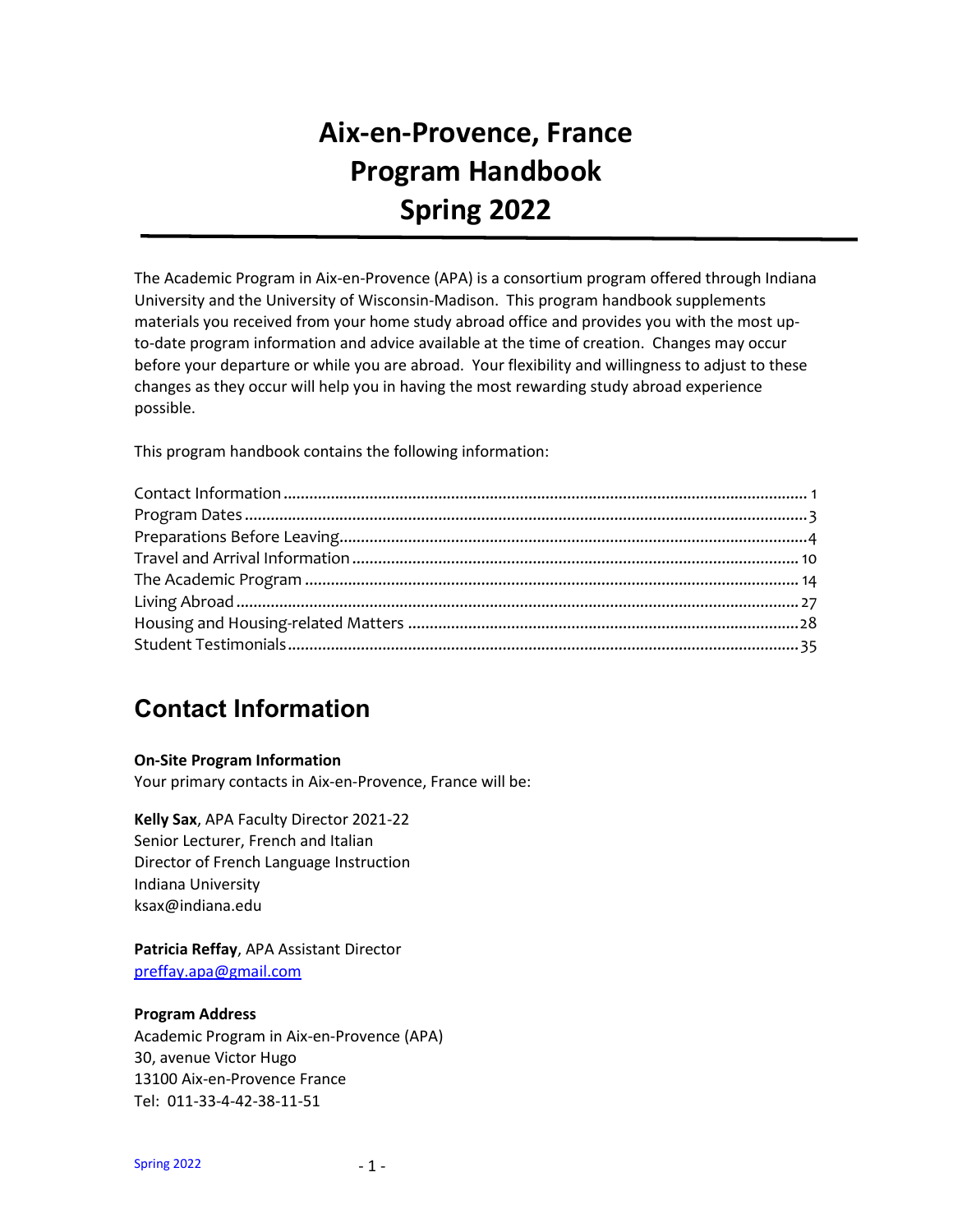# Aix-en-Provence, France
# Program Handbook
# Spring 2022

The Academic Program in Aix-en-Provence (APA) is a consortium program offered through Indiana University and the University of Wisconsin-Madison. This program handbook supplements materials you received from your home study abroad office and provides you with the most up-to-date program information and advice available at the time of creation. Changes may occur before your departure or while you are abroad. Your flexibility and willingness to adjust to these changes as they occur will help you in having the most rewarding study abroad experience possible.

This program handbook contains the following information:

Contact Information ........................................ 1
Program Dates ........................................ 3
Preparations Before Leaving ........................................ 4
Travel and Arrival Information ........................................ 10
The Academic Program ........................................ 14
Living Abroad ........................................ 27
Housing and Housing-related Matters ........................................ 28
Student Testimonials ........................................ 35

## Contact Information

**On-Site Program Information**
Your primary contacts in Aix-en-Provence, France will be:

**Kelly Sax**, APA Faculty Director 2021-22
Senior Lecturer, French and Italian
Director of French Language Instruction
Indiana University
ksax@indiana.edu

**Patricia Reffay**, APA Assistant Director
preffay.apa@gmail.com

**Program Address**
Academic Program in Aix-en-Provence (APA)
30, avenue Victor Hugo
13100 Aix-en-Provence France
Tel: 011-33-4-42-38-11-51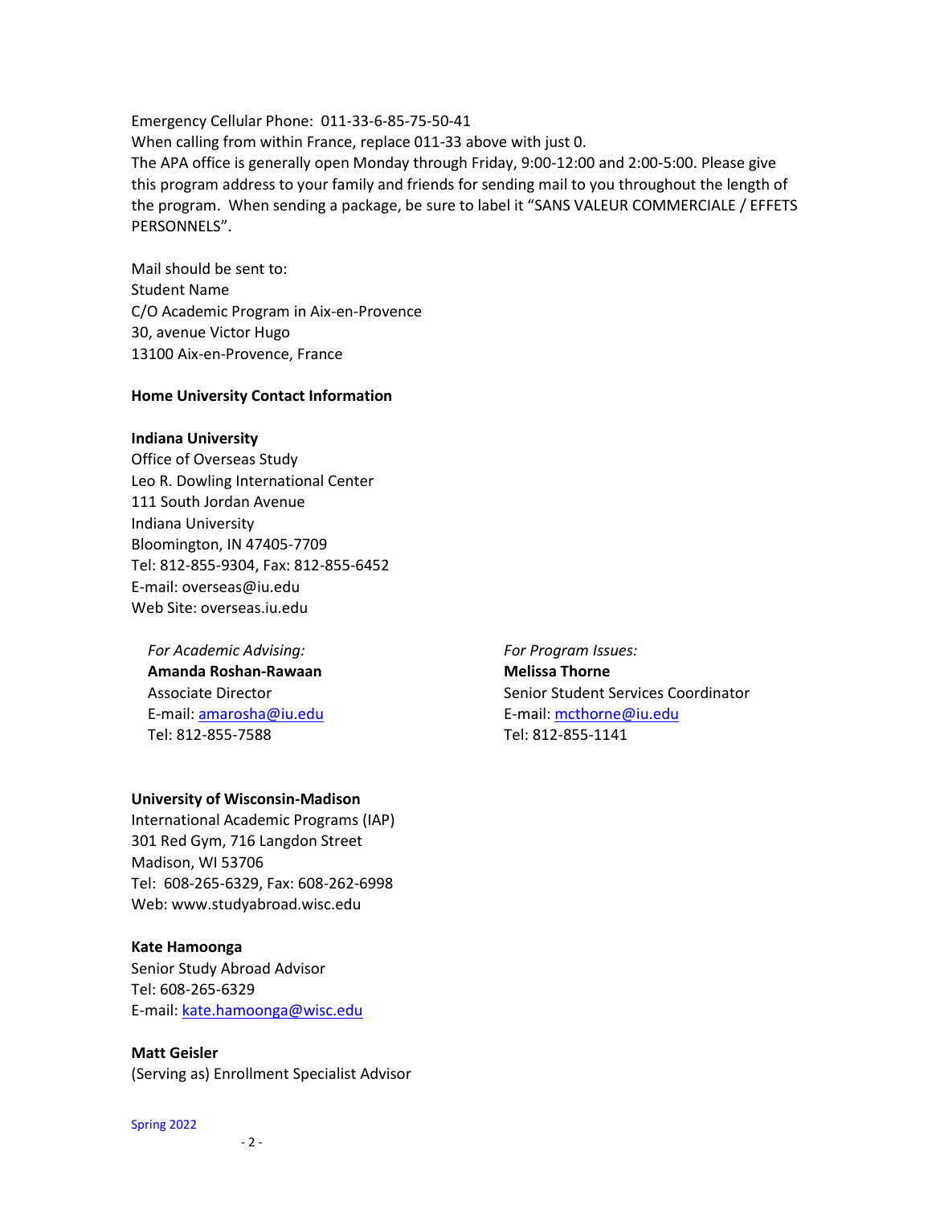Emergency Cellular Phone: 011-33-6-85-75-50-41
When calling from within France, replace 011-33 above with just 0.
The APA office is generally open Monday through Friday, 9:00-12:00 and 2:00-5:00. Please give this program address to your family and friends for sending mail to you throughout the length of the program. When sending a package, be sure to label it "SANS VALEUR COMMERCIALE / EFFETS PERSONNELS".

Mail should be sent to:
Student Name
C/O Academic Program in Aix-en-Provence
30, avenue Victor Hugo
13100 Aix-en-Provence, France

**Home University Contact Information**

**Indiana University**
Office of Overseas Study
Leo R. Dowling International Center
111 South Jordan Avenue
Indiana University
Bloomington, IN 47405-7709
Tel: 812-855-9304, Fax: 812-855-6452
E-mail: overseas@iu.edu
Web Site: overseas.iu.edu

*For Academic Advising:*
**Amanda Roshan-Rawaan**
Associate Director
E-mail: amarosha@iu.edu
Tel: 812-855-7588

*For Program Issues:*
**Melissa Thorne**
Senior Student Services Coordinator
E-mail: mcthorne@iu.edu
Tel: 812-855-1141

**University of Wisconsin-Madison**
International Academic Programs (IAP)
301 Red Gym, 716 Langdon Street
Madison, WI 53706
Tel: 608-265-6329, Fax: 608-262-6998
Web: www.studyabroad.wisc.edu

**Kate Hamoonga**
Senior Study Abroad Advisor
Tel: 608-265-6329
E-mail: kate.hamoonga@wisc.edu

**Matt Geisler**
(Serving as) Enrollment Specialist Advisor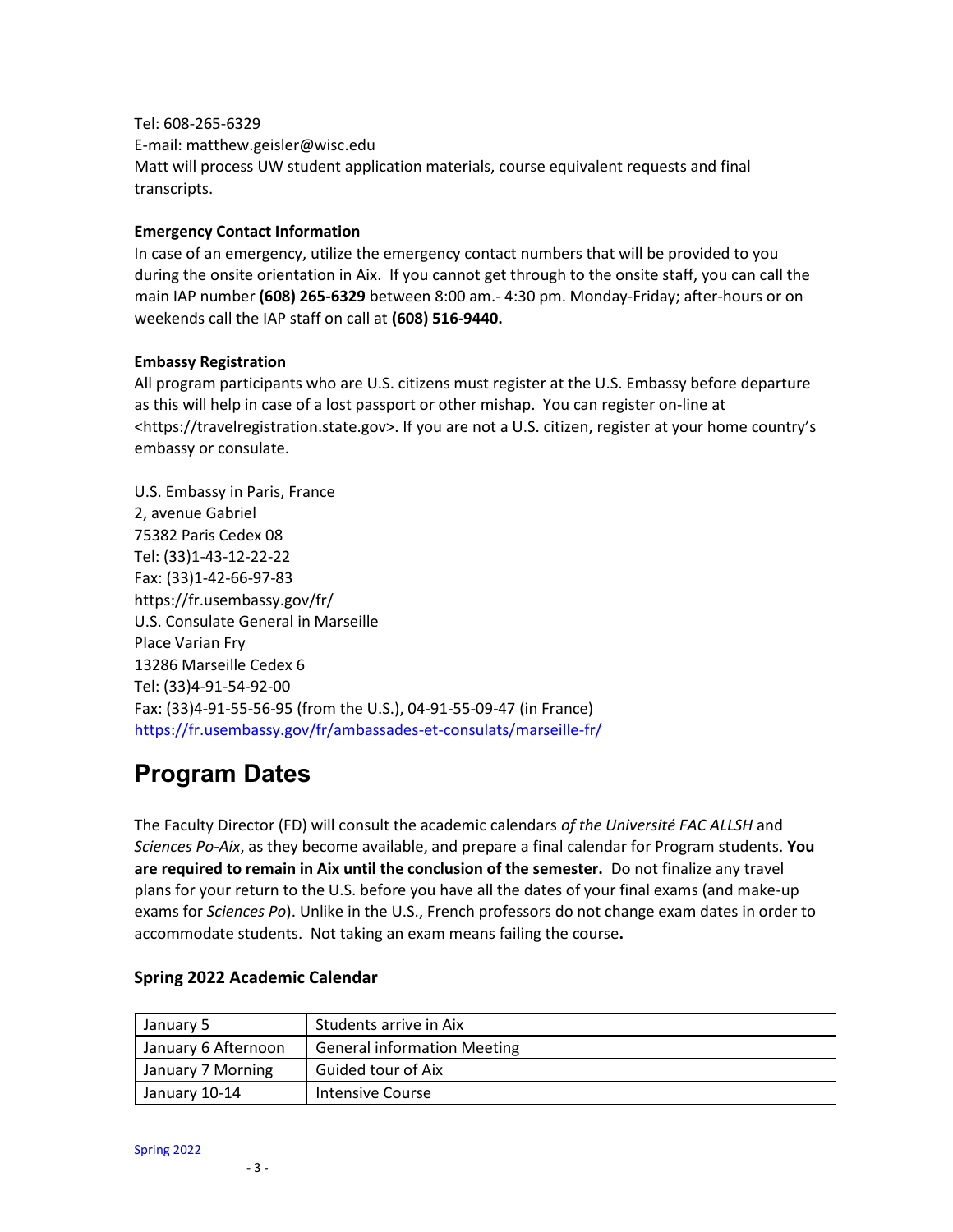Tel: 608-265-6329
E-mail: matthew.geisler@wisc.edu
Matt will process UW student application materials, course equivalent requests and final transcripts.

**Emergency Contact Information**
In case of an emergency, utilize the emergency contact numbers that will be provided to you during the onsite orientation in Aix. If you cannot get through to the onsite staff, you can call the main IAP number **(608) 265-6329** between 8:00 am.- 4:30 pm. Monday-Friday; after-hours or on weekends call the IAP staff on call at **(608) 516-9440.**

**Embassy Registration**
All program participants who are U.S. citizens must register at the U.S. Embassy before departure as this will help in case of a lost passport or other mishap. You can register on-line at <https://travelregistration.state.gov>. If you are not a U.S. citizen, register at your home country's embassy or consulate.

U.S. Embassy in Paris, France
2, avenue Gabriel
75382 Paris Cedex 08
Tel: (33)1-43-12-22-22
Fax: (33)1-42-66-97-83
https://fr.usembassy.gov/fr/
U.S. Consulate General in Marseille
Place Varian Fry
13286 Marseille Cedex 6
Tel: (33)4-91-54-92-00
Fax: (33)4-91-55-56-95 (from the U.S.), 04-91-55-09-47 (in France)
https://fr.usembassy.gov/fr/ambassades-et-consulats/marseille-fr/

# Program Dates

The Faculty Director (FD) will consult the academic calendars *of the Université FAC ALLSH* and *Sciences Po-Aix*, as they become available, and prepare a final calendar for Program students. **You are required to remain in Aix until the conclusion of the semester.** Do not finalize any travel plans for your return to the U.S. before you have all the dates of your final exams (and make-up exams for *Sciences Po*). Unlike in the U.S., French professors do not change exam dates in order to accommodate students. Not taking an exam means failing the course**.**

### Spring 2022 Academic Calendar

| | |
|---|---|
| January 5 | Students arrive in Aix |
| January 6 Afternoon | General information Meeting |
| January 7 Morning | Guided tour of Aix |
| January 10-14 | Intensive Course |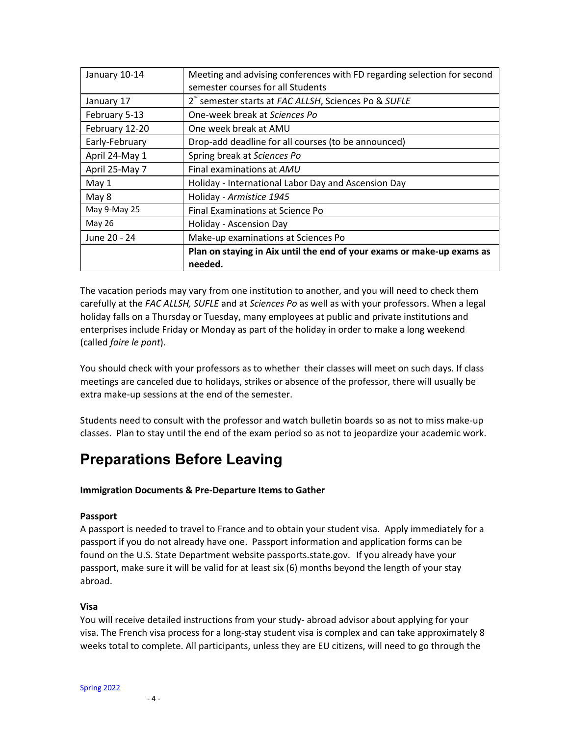| | |
|---|---|
| January 10-14 | Meeting and advising conferences with FD regarding selection for second semester courses for all Students |
| January 17 | 2nd semester starts at *FAC ALLSH*, Sciences Po & *SUFLE* |
| February 5-13 | One-week break at *Sciences Po* |
| February 12-20 | One week break at AMU |
| Early-February | Drop-add deadline for all courses (to be announced) |
| April 24-May 1 | Spring break at *Sciences Po* |
| April 25-May 7 | Final examinations at *AMU* |
| May 1 | Holiday - International Labor Day and Ascension Day |
| May 8 | Holiday - *Armistice 1945* |
| May 9-May 25 | Final Examinations at Science Po |
| May 26 | Holiday - Ascension Day |
| June 20 - 24 | Make-up examinations at Sciences Po |
| | **Plan on staying in Aix until the end of your exams or make-up exams as needed.** |

The vacation periods may vary from one institution to another, and you will need to check them carefully at the *FAC ALLSH, SUFLE* and at *Sciences Po* as well as with your professors. When a legal holiday falls on a Thursday or Tuesday, many employees at public and private institutions and enterprises include Friday or Monday as part of the holiday in order to make a long weekend (called *faire le pont*).

You should check with your professors as to whether their classes will meet on such days. If class meetings are canceled due to holidays, strikes or absence of the professor, there will usually be extra make-up sessions at the end of the semester.

Students need to consult with the professor and watch bulletin boards so as not to miss make-up classes. Plan to stay until the end of the exam period so as not to jeopardize your academic work.

# Preparations Before Leaving

**Immigration Documents & Pre-Departure Items to Gather**

**Passport**
A passport is needed to travel to France and to obtain your student visa. Apply immediately for a passport if you do not already have one. Passport information and application forms can be found on the U.S. State Department website passports.state.gov. If you already have your passport, make sure it will be valid for at least six (6) months beyond the length of your stay abroad.

**Visa**
You will receive detailed instructions from your study- abroad advisor about applying for your visa. The French visa process for a long-stay student visa is complex and can take approximately 8 weeks total to complete. All participants, unless they are EU citizens, will need to go through the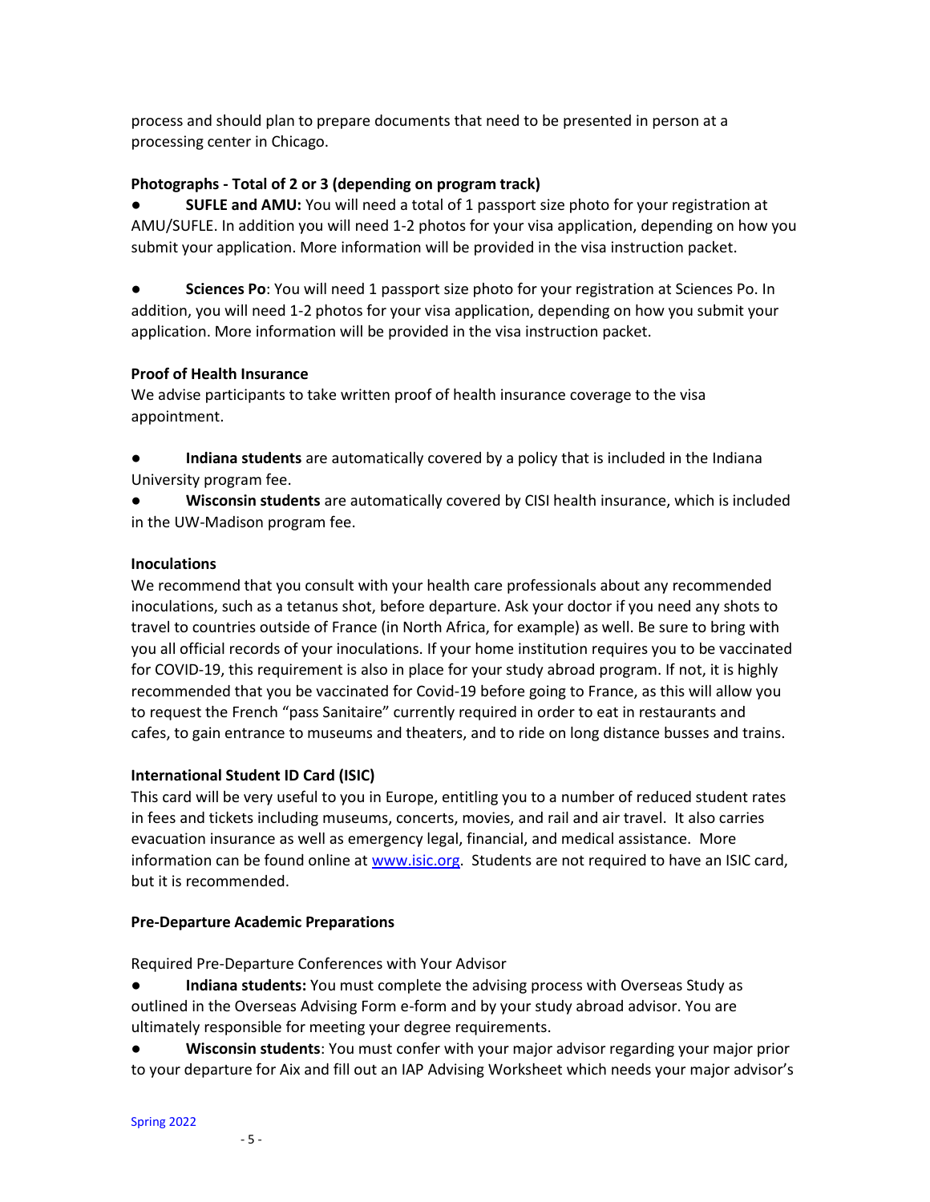process and should plan to prepare documents that need to be presented in person at a processing center in Chicago.

**Photographs - Total of 2 or 3 (depending on program track)**

- **SUFLE and AMU:** You will need a total of 1 passport size photo for your registration at AMU/SUFLE. In addition you will need 1-2 photos for your visa application, depending on how you submit your application. More information will be provided in the visa instruction packet.

- **Sciences Po**: You will need 1 passport size photo for your registration at Sciences Po. In addition, you will need 1-2 photos for your visa application, depending on how you submit your application. More information will be provided in the visa instruction packet.

**Proof of Health Insurance**

We advise participants to take written proof of health insurance coverage to the visa appointment.

- **Indiana students** are automatically covered by a policy that is included in the Indiana University program fee.
- **Wisconsin students** are automatically covered by CISI health insurance, which is included in the UW-Madison program fee.

**Inoculations**

We recommend that you consult with your health care professionals about any recommended inoculations, such as a tetanus shot, before departure. Ask your doctor if you need any shots to travel to countries outside of France (in North Africa, for example) as well. Be sure to bring with you all official records of your inoculations. If your home institution requires you to be vaccinated for COVID-19, this requirement is also in place for your study abroad program. If not, it is highly recommended that you be vaccinated for Covid-19 before going to France, as this will allow you to request the French "pass Sanitaire" currently required in order to eat in restaurants and cafes, to gain entrance to museums and theaters, and to ride on long distance busses and trains.

**International Student ID Card (ISIC)**

This card will be very useful to you in Europe, entitling you to a number of reduced student rates in fees and tickets including museums, concerts, movies, and rail and air travel. It also carries evacuation insurance as well as emergency legal, financial, and medical assistance. More information can be found online at [www.isic.org](http://www.isic.org). Students are not required to have an ISIC card, but it is recommended.

**Pre-Departure Academic Preparations**

Required Pre-Departure Conferences with Your Advisor

- **Indiana students:** You must complete the advising process with Overseas Study as outlined in the Overseas Advising Form e-form and by your study abroad advisor. You are ultimately responsible for meeting your degree requirements.
- **Wisconsin students**: You must confer with your major advisor regarding your major prior to your departure for Aix and fill out an IAP Advising Worksheet which needs your major advisor's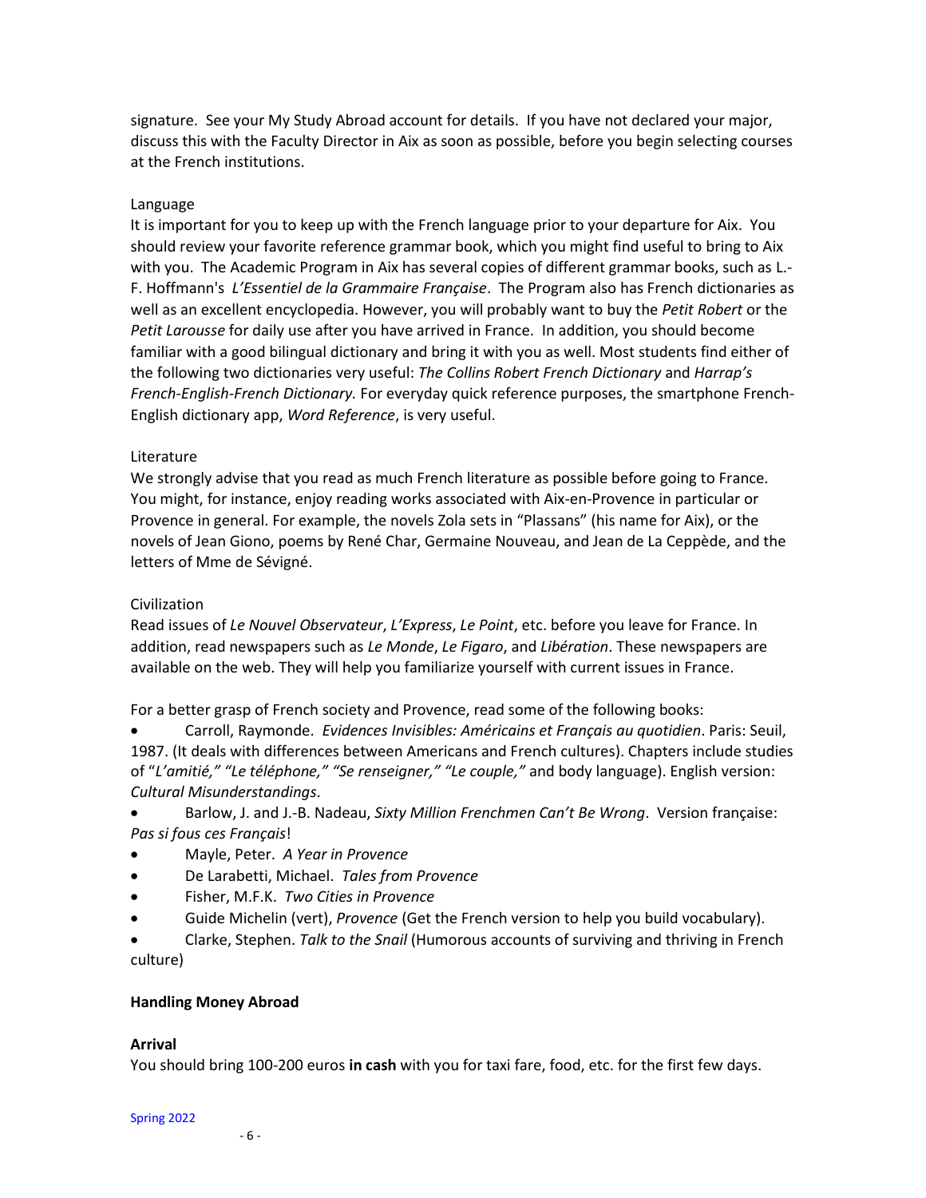signature. See your My Study Abroad account for details. If you have not declared your major, discuss this with the Faculty Director in Aix as soon as possible, before you begin selecting courses at the French institutions.

Language

It is important for you to keep up with the French language prior to your departure for Aix. You should review your favorite reference grammar book, which you might find useful to bring to Aix with you. The Academic Program in Aix has several copies of different grammar books, such as L.-F. Hoffmann's *L'Essentiel de la Grammaire Française*. The Program also has French dictionaries as well as an excellent encyclopedia. However, you will probably want to buy the *Petit Robert* or the *Petit Larousse* for daily use after you have arrived in France. In addition, you should become familiar with a good bilingual dictionary and bring it with you as well. Most students find either of the following two dictionaries very useful: *The Collins Robert French Dictionary* and *Harrap's French-English-French Dictionary.* For everyday quick reference purposes, the smartphone French-English dictionary app, *Word Reference*, is very useful.

Literature

We strongly advise that you read as much French literature as possible before going to France. You might, for instance, enjoy reading works associated with Aix-en-Provence in particular or Provence in general. For example, the novels Zola sets in "Plassans" (his name for Aix), or the novels of Jean Giono, poems by René Char, Germaine Nouveau, and Jean de La Ceppède, and the letters of Mme de Sévigné.

Civilization

Read issues of *Le Nouvel Observateur*, *L'Express*, *Le Point*, etc. before you leave for France. In addition, read newspapers such as *Le Monde*, *Le Figaro*, and *Libération*. These newspapers are available on the web. They will help you familiarize yourself with current issues in France.

For a better grasp of French society and Provence, read some of the following books:

- Carroll, Raymonde. *Evidences Invisibles: Américains et Français au quotidien*. Paris: Seuil, 1987. (It deals with differences between Americans and French cultures). Chapters include studies of "*L'amitié," "Le téléphone," "Se renseigner," "Le couple,"* and body language). English version: *Cultural Misunderstandings*.
- Barlow, J. and J.-B. Nadeau, *Sixty Million Frenchmen Can't Be Wrong*. Version française: *Pas si fous ces Français*!
- Mayle, Peter. *A Year in Provence*
- De Larabetti, Michael. *Tales from Provence*
- Fisher, M.F.K. *Two Cities in Provence*
- Guide Michelin (vert), *Provence* (Get the French version to help you build vocabulary).
- Clarke, Stephen. *Talk to the Snail* (Humorous accounts of surviving and thriving in French culture)

**Handling Money Abroad**

**Arrival**

You should bring 100-200 euros **in cash** with you for taxi fare, food, etc. for the first few days.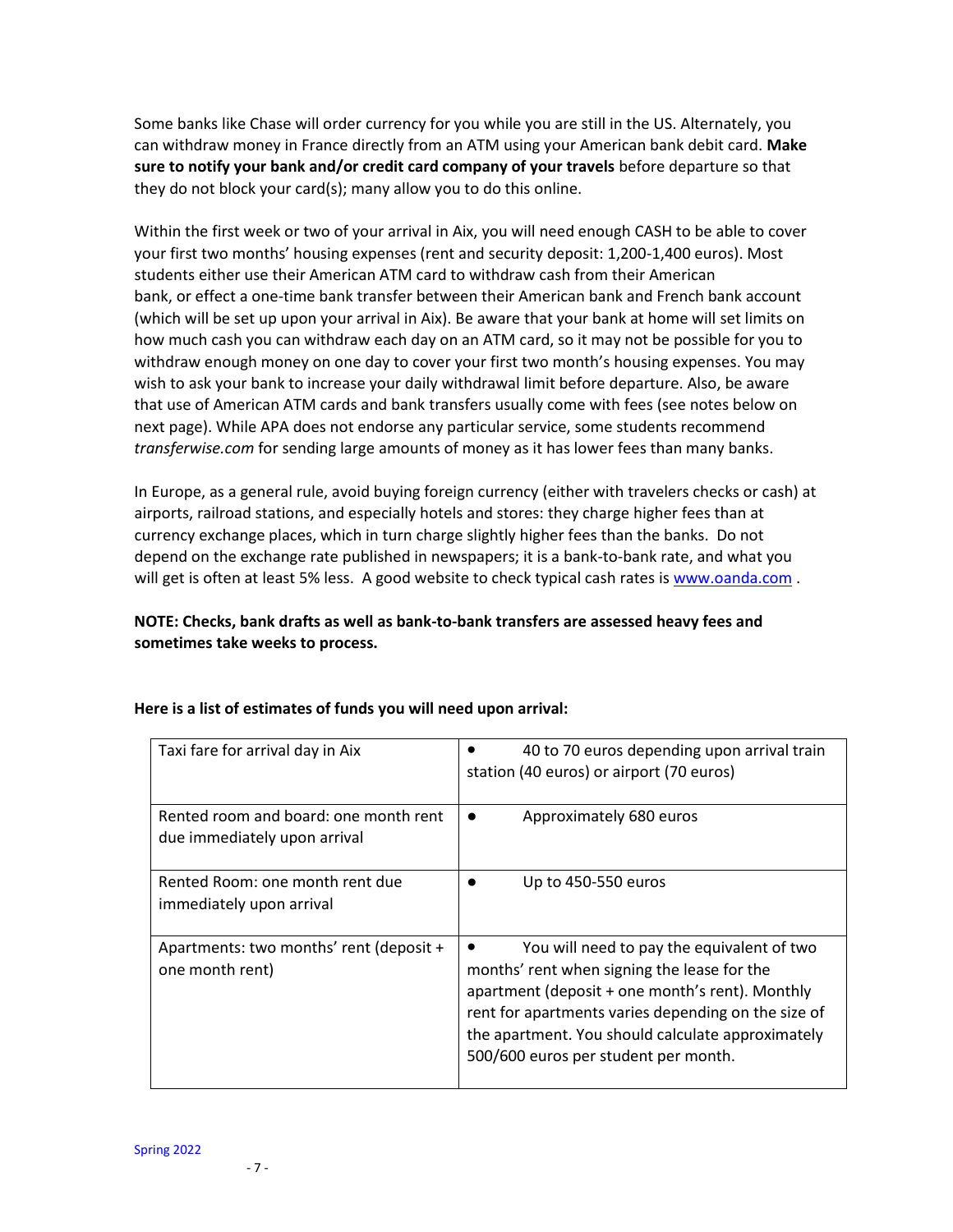Some banks like Chase will order currency for you while you are still in the US. Alternately, you can withdraw money in France directly from an ATM using your American bank debit card. **Make sure to notify your bank and/or credit card company of your travels** before departure so that they do not block your card(s); many allow you to do this online.

Within the first week or two of your arrival in Aix, you will need enough CASH to be able to cover your first two months' housing expenses (rent and security deposit: 1,200-1,400 euros). Most students either use their American ATM card to withdraw cash from their American bank, or effect a one-time bank transfer between their American bank and French bank account (which will be set up upon your arrival in Aix). Be aware that your bank at home will set limits on how much cash you can withdraw each day on an ATM card, so it may not be possible for you to withdraw enough money on one day to cover your first two month's housing expenses. You may wish to ask your bank to increase your daily withdrawal limit before departure. Also, be aware that use of American ATM cards and bank transfers usually come with fees (see notes below on next page). While APA does not endorse any particular service, some students recommend *transferwise.com* for sending large amounts of money as it has lower fees than many banks.

In Europe, as a general rule, avoid buying foreign currency (either with travelers checks or cash) at airports, railroad stations, and especially hotels and stores: they charge higher fees than at currency exchange places, which in turn charge slightly higher fees than the banks. Do not depend on the exchange rate published in newspapers; it is a bank-to-bank rate, and what you will get is often at least 5% less. A good website to check typical cash rates is www.oanda.com .

**NOTE: Checks, bank drafts as well as bank-to-bank transfers are assessed heavy fees and sometimes take weeks to process.**

**Here is a list of estimates of funds you will need upon arrival:**

| | |
|---|---|
| Taxi fare for arrival day in Aix | • 40 to 70 euros depending upon arrival train station (40 euros) or airport (70 euros) |
| Rented room and board: one month rent due immediately upon arrival | • Approximately 680 euros |
| Rented Room: one month rent due immediately upon arrival | • Up to 450-550 euros |
| Apartments: two months' rent (deposit + one month rent) | • You will need to pay the equivalent of two months' rent when signing the lease for the apartment (deposit + one month's rent). Monthly rent for apartments varies depending on the size of the apartment. You should calculate approximately 500/600 euros per student per month. |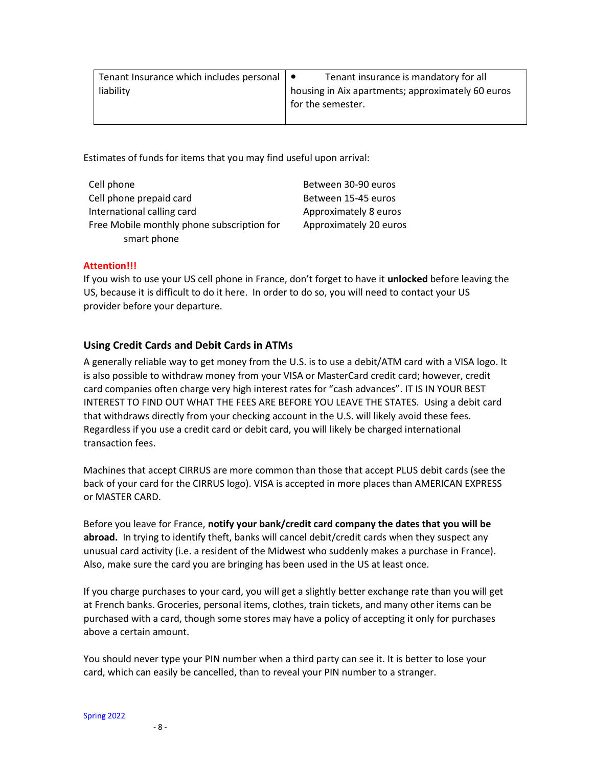| Tenant Insurance which includes personal liability | • Tenant insurance is mandatory for all housing in Aix apartments; approximately 60 euros for the semester. |
|---|---|

Estimates of funds for items that you may find useful upon arrival:

| | |
|---|---|
| Cell phone | Between 30-90 euros |
| Cell phone prepaid card | Between 15-45 euros |
| International calling card | Approximately 8 euros |
| Free Mobile monthly phone subscription for smart phone | Approximately 20 euros |

**Attention!!!**

If you wish to use your US cell phone in France, don't forget to have it **unlocked** before leaving the US, because it is difficult to do it here. In order to do so, you will need to contact your US provider before your departure.

### Using Credit Cards and Debit Cards in ATMs

A generally reliable way to get money from the U.S. is to use a debit/ATM card with a VISA logo. It is also possible to withdraw money from your VISA or MasterCard credit card; however, credit card companies often charge very high interest rates for "cash advances". IT IS IN YOUR BEST INTEREST TO FIND OUT WHAT THE FEES ARE BEFORE YOU LEAVE THE STATES. Using a debit card that withdraws directly from your checking account in the U.S. will likely avoid these fees. Regardless if you use a credit card or debit card, you will likely be charged international transaction fees.

Machines that accept CIRRUS are more common than those that accept PLUS debit cards (see the back of your card for the CIRRUS logo). VISA is accepted in more places than AMERICAN EXPRESS or MASTER CARD.

Before you leave for France, **notify your bank/credit card company the dates that you will be abroad.** In trying to identify theft, banks will cancel debit/credit cards when they suspect any unusual card activity (i.e. a resident of the Midwest who suddenly makes a purchase in France). Also, make sure the card you are bringing has been used in the US at least once.

If you charge purchases to your card, you will get a slightly better exchange rate than you will get at French banks. Groceries, personal items, clothes, train tickets, and many other items can be purchased with a card, though some stores may have a policy of accepting it only for purchases above a certain amount.

You should never type your PIN number when a third party can see it. It is better to lose your card, which can easily be cancelled, than to reveal your PIN number to a stranger.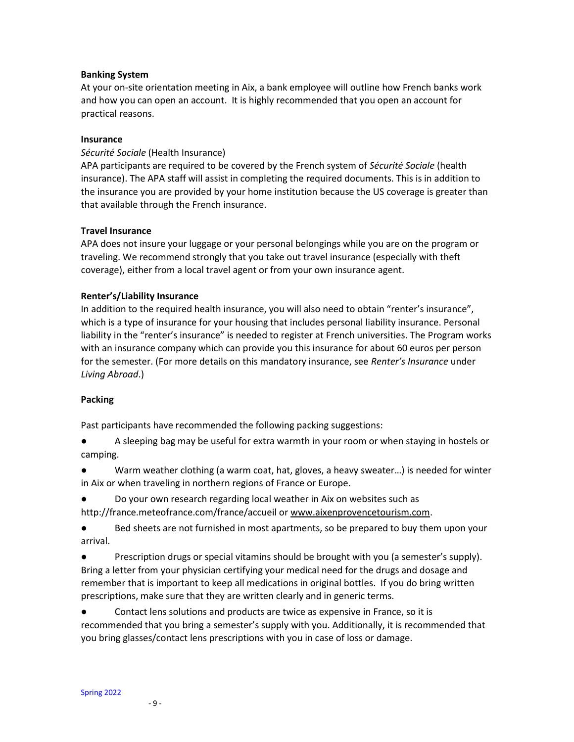**Banking System**

At your on-site orientation meeting in Aix, a bank employee will outline how French banks work and how you can open an account. It is highly recommended that you open an account for practical reasons.

**Insurance**

*Sécurité Sociale* (Health Insurance)

APA participants are required to be covered by the French system of *Sécurité Sociale* (health insurance). The APA staff will assist in completing the required documents. This is in addition to the insurance you are provided by your home institution because the US coverage is greater than that available through the French insurance.

**Travel Insurance**

APA does not insure your luggage or your personal belongings while you are on the program or traveling. We recommend strongly that you take out travel insurance (especially with theft coverage), either from a local travel agent or from your own insurance agent.

**Renter's/Liability Insurance**

In addition to the required health insurance, you will also need to obtain "renter's insurance", which is a type of insurance for your housing that includes personal liability insurance. Personal liability in the "renter's insurance" is needed to register at French universities. The Program works with an insurance company which can provide you this insurance for about 60 euros per person for the semester. (For more details on this mandatory insurance, see *Renter's Insurance* under *Living Abroad*.)

**Packing**

Past participants have recommended the following packing suggestions:

- A sleeping bag may be useful for extra warmth in your room or when staying in hostels or camping.
- Warm weather clothing (a warm coat, hat, gloves, a heavy sweater…) is needed for winter in Aix or when traveling in northern regions of France or Europe.
- Do your own research regarding local weather in Aix on websites such as http://france.meteofrance.com/france/accueil or www.aixenprovencetourism.com.
- Bed sheets are not furnished in most apartments, so be prepared to buy them upon your arrival.
- Prescription drugs or special vitamins should be brought with you (a semester's supply). Bring a letter from your physician certifying your medical need for the drugs and dosage and remember that is important to keep all medications in original bottles. If you do bring written prescriptions, make sure that they are written clearly and in generic terms.
- Contact lens solutions and products are twice as expensive in France, so it is recommended that you bring a semester's supply with you. Additionally, it is recommended that you bring glasses/contact lens prescriptions with you in case of loss or damage.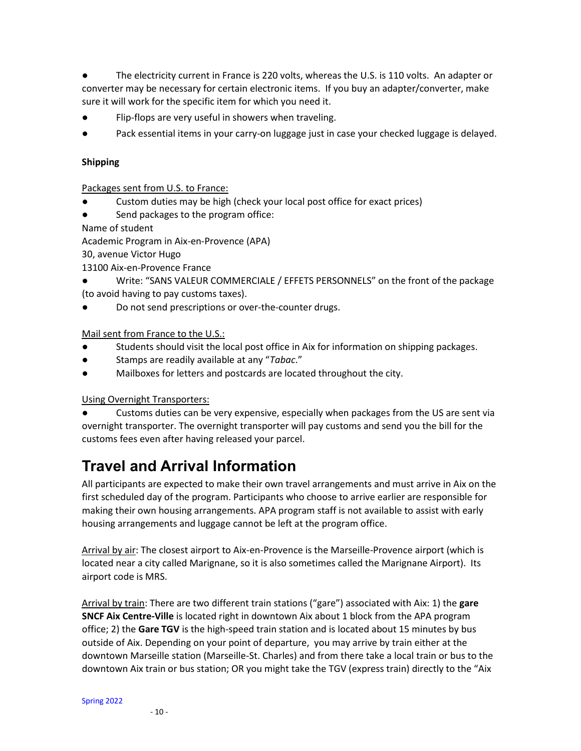- The electricity current in France is 220 volts, whereas the U.S. is 110 volts. An adapter or converter may be necessary for certain electronic items. If you buy an adapter/converter, make sure it will work for the specific item for which you need it.
- Flip-flops are very useful in showers when traveling.
- Pack essential items in your carry-on luggage just in case your checked luggage is delayed.

**Shipping**

Packages sent from U.S. to France:

- Custom duties may be high (check your local post office for exact prices)
- Send packages to the program office:

Name of student
Academic Program in Aix-en-Provence (APA)
30, avenue Victor Hugo
13100 Aix-en-Provence France

- Write: "SANS VALEUR COMMERCIALE / EFFETS PERSONNELS" on the front of the package (to avoid having to pay customs taxes).
- Do not send prescriptions or over-the-counter drugs.

Mail sent from France to the U.S.:

- Students should visit the local post office in Aix for information on shipping packages.
- Stamps are readily available at any "*Tabac*."
- Mailboxes for letters and postcards are located throughout the city.

Using Overnight Transporters:

- Customs duties can be very expensive, especially when packages from the US are sent via overnight transporter. The overnight transporter will pay customs and send you the bill for the customs fees even after having released your parcel.

# Travel and Arrival Information

All participants are expected to make their own travel arrangements and must arrive in Aix on the first scheduled day of the program. Participants who choose to arrive earlier are responsible for making their own housing arrangements. APA program staff is not available to assist with early housing arrangements and luggage cannot be left at the program office.

Arrival by air: The closest airport to Aix-en-Provence is the Marseille-Provence airport (which is located near a city called Marignane, so it is also sometimes called the Marignane Airport). Its airport code is MRS.

Arrival by train: There are two different train stations ("gare") associated with Aix: 1) the **gare SNCF Aix Centre-Ville** is located right in downtown Aix about 1 block from the APA program office; 2) the **Gare TGV** is the high-speed train station and is located about 15 minutes by bus outside of Aix. Depending on your point of departure, you may arrive by train either at the downtown Marseille station (Marseille-St. Charles) and from there take a local train or bus to the downtown Aix train or bus station; OR you might take the TGV (express train) directly to the "Aix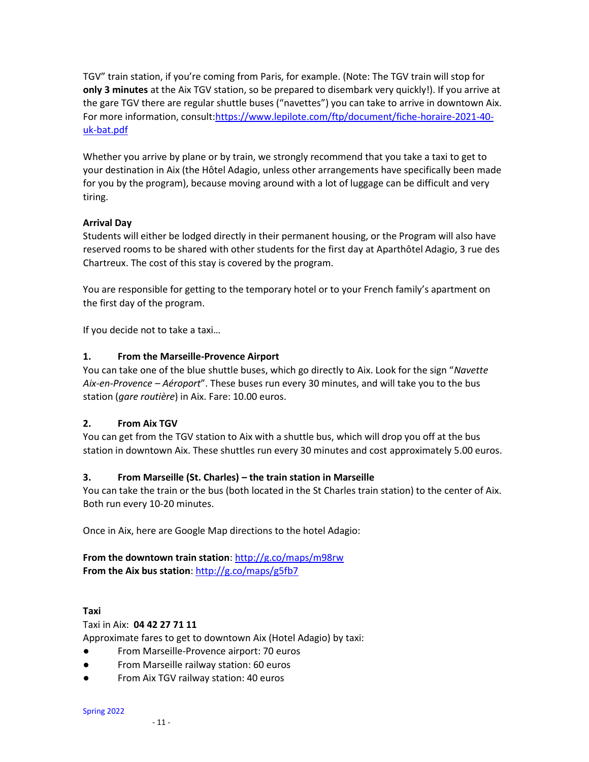TGV" train station, if you're coming from Paris, for example. (Note: The TGV train will stop for **only 3 minutes** at the Aix TGV station, so be prepared to disembark very quickly!). If you arrive at the gare TGV there are regular shuttle buses ("navettes") you can take to arrive in downtown Aix. For more information, consult:https://www.lepilote.com/ftp/document/fiche-horaire-2021-40-uk-bat.pdf

Whether you arrive by plane or by train, we strongly recommend that you take a taxi to get to your destination in Aix (the Hôtel Adagio, unless other arrangements have specifically been made for you by the program), because moving around with a lot of luggage can be difficult and very tiring.

**Arrival Day**

Students will either be lodged directly in their permanent housing, or the Program will also have reserved rooms to be shared with other students for the first day at Aparthôtel Adagio, 3 rue des Chartreux. The cost of this stay is covered by the program.

You are responsible for getting to the temporary hotel or to your French family's apartment on the first day of the program.

If you decide not to take a taxi…

**1. From the Marseille-Provence Airport**

You can take one of the blue shuttle buses, which go directly to Aix. Look for the sign "*Navette Aix-en-Provence – Aéroport*". These buses run every 30 minutes, and will take you to the bus station (*gare routière*) in Aix. Fare: 10.00 euros.

**2. From Aix TGV**

You can get from the TGV station to Aix with a shuttle bus, which will drop you off at the bus station in downtown Aix. These shuttles run every 30 minutes and cost approximately 5.00 euros.

**3. From Marseille (St. Charles) – the train station in Marseille**

You can take the train or the bus (both located in the St Charles train station) to the center of Aix. Both run every 10-20 minutes.

Once in Aix, here are Google Map directions to the hotel Adagio:

**From the downtown train station**: http://g.co/maps/m98rw
**From the Aix bus station**: http://g.co/maps/g5fb7

**Taxi**

Taxi in Aix: **04 42 27 71 11**

Approximate fares to get to downtown Aix (Hotel Adagio) by taxi:

- From Marseille-Provence airport: 70 euros
- From Marseille railway station: 60 euros
- From Aix TGV railway station: 40 euros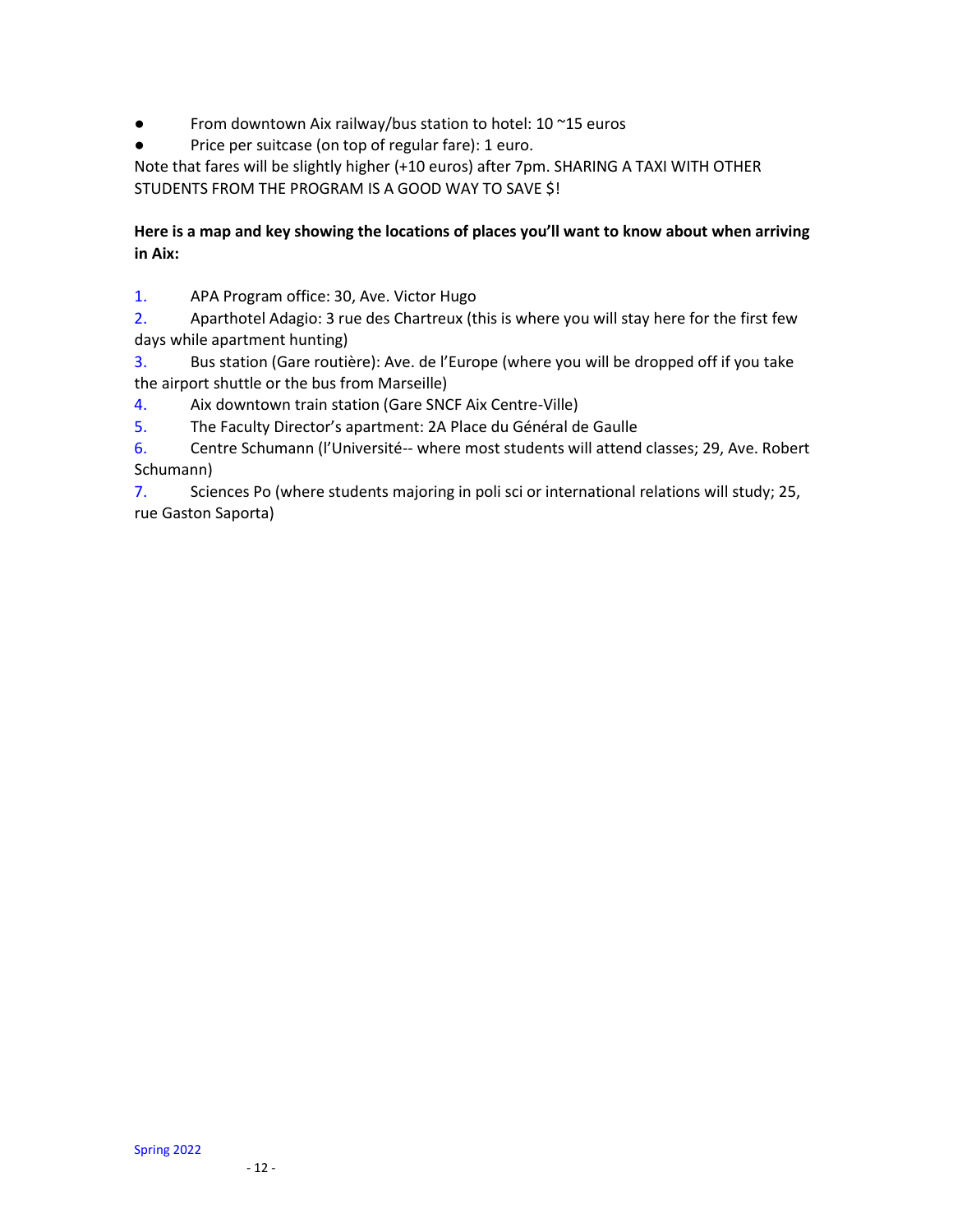- From downtown Aix railway/bus station to hotel: 10 ~15 euros
- Price per suitcase (on top of regular fare): 1 euro.

Note that fares will be slightly higher (+10 euros) after 7pm. SHARING A TAXI WITH OTHER STUDENTS FROM THE PROGRAM IS A GOOD WAY TO SAVE $!

**Here is a map and key showing the locations of places you'll want to know about when arriving in Aix:**

1. APA Program office: 30, Ave. Victor Hugo
2. Aparthotel Adagio: 3 rue des Chartreux (this is where you will stay here for the first few days while apartment hunting)
3. Bus station (Gare routière): Ave. de l'Europe (where you will be dropped off if you take the airport shuttle or the bus from Marseille)
4. Aix downtown train station (Gare SNCF Aix Centre-Ville)
5. The Faculty Director's apartment: 2A Place du Général de Gaulle
6. Centre Schumann (l'Université-- where most students will attend classes; 29, Ave. Robert Schumann)
7. Sciences Po (where students majoring in poli sci or international relations will study; 25, rue Gaston Saporta)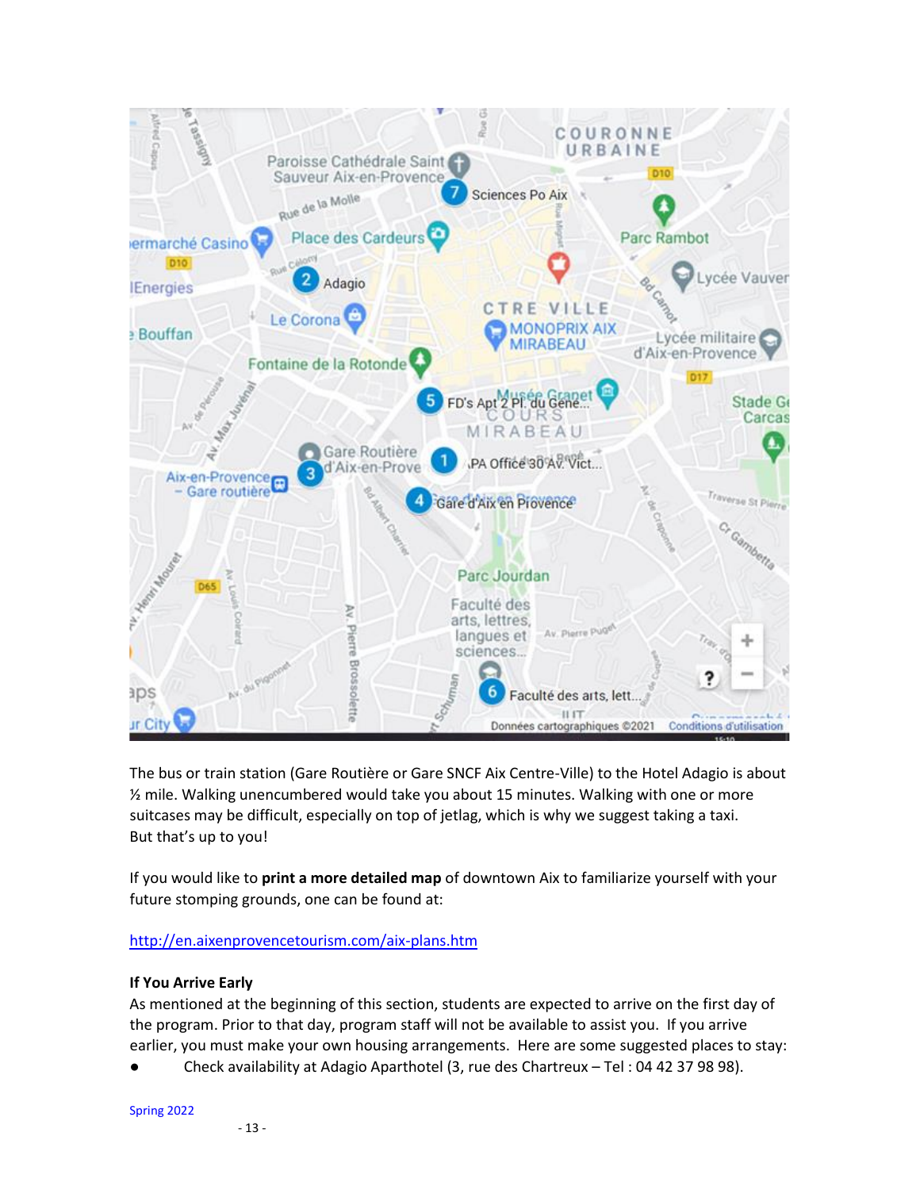The bus or train station (Gare Routière or Gare SNCF Aix Centre-Ville) to the Hotel Adagio is about ½ mile. Walking unencumbered would take you about 15 minutes. Walking with one or more suitcases may be difficult, especially on top of jetlag, which is why we suggest taking a taxi. But that's up to you!

If you would like to **print a more detailed map** of downtown Aix to familiarize yourself with your future stomping grounds, one can be found at:

http://en.aixenprovencetourism.com/aix-plans.htm

**If You Arrive Early**

As mentioned at the beginning of this section, students are expected to arrive on the first day of the program. Prior to that day, program staff will not be available to assist you. If you arrive earlier, you must make your own housing arrangements. Here are some suggested places to stay:

- Check availability at Adagio Aparthotel (3, rue des Chartreux – Tel : 04 42 37 98 98).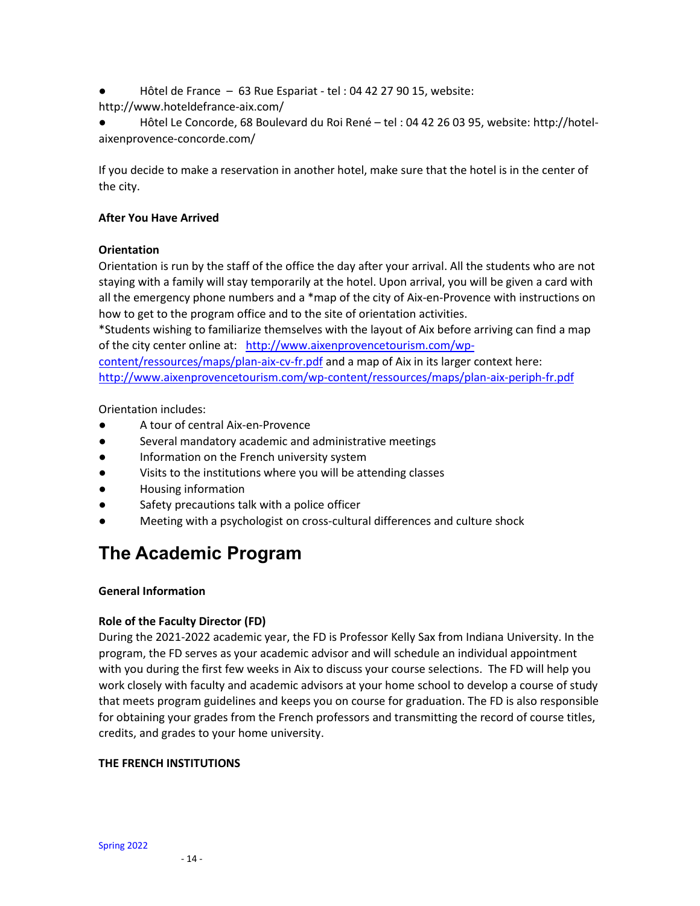- Hôtel de France – 63 Rue Espariat - tel : 04 42 27 90 15, website: http://www.hoteldefrance-aix.com/
- Hôtel Le Concorde, 68 Boulevard du Roi René – tel : 04 42 26 03 95, website: http://hotel-aixenprovence-concorde.com/

If you decide to make a reservation in another hotel, make sure that the hotel is in the center of the city.

**After You Have Arrived**

**Orientation**

Orientation is run by the staff of the office the day after your arrival. All the students who are not staying with a family will stay temporarily at the hotel. Upon arrival, you will be given a card with all the emergency phone numbers and a *map of the city of Aix-en-Provence with instructions on how to get to the program office and to the site of orientation activities.

*Students wishing to familiarize themselves with the layout of Aix before arriving can find a map of the city center online at: http://www.aixenprovencetourism.com/wp-content/ressources/maps/plan-aix-cv-fr.pdf and a map of Aix in its larger context here: http://www.aixenprovencetourism.com/wp-content/ressources/maps/plan-aix-periph-fr.pdf

Orientation includes:

- A tour of central Aix-en-Provence
- Several mandatory academic and administrative meetings
- Information on the French university system
- Visits to the institutions where you will be attending classes
- Housing information
- Safety precautions talk with a police officer
- Meeting with a psychologist on cross-cultural differences and culture shock

# The Academic Program

**General Information**

**Role of the Faculty Director (FD)**

During the 2021-2022 academic year, the FD is Professor Kelly Sax from Indiana University. In the program, the FD serves as your academic advisor and will schedule an individual appointment with you during the first few weeks in Aix to discuss your course selections. The FD will help you work closely with faculty and academic advisors at your home school to develop a course of study that meets program guidelines and keeps you on course for graduation. The FD is also responsible for obtaining your grades from the French professors and transmitting the record of course titles, credits, and grades to your home university.

**THE FRENCH INSTITUTIONS**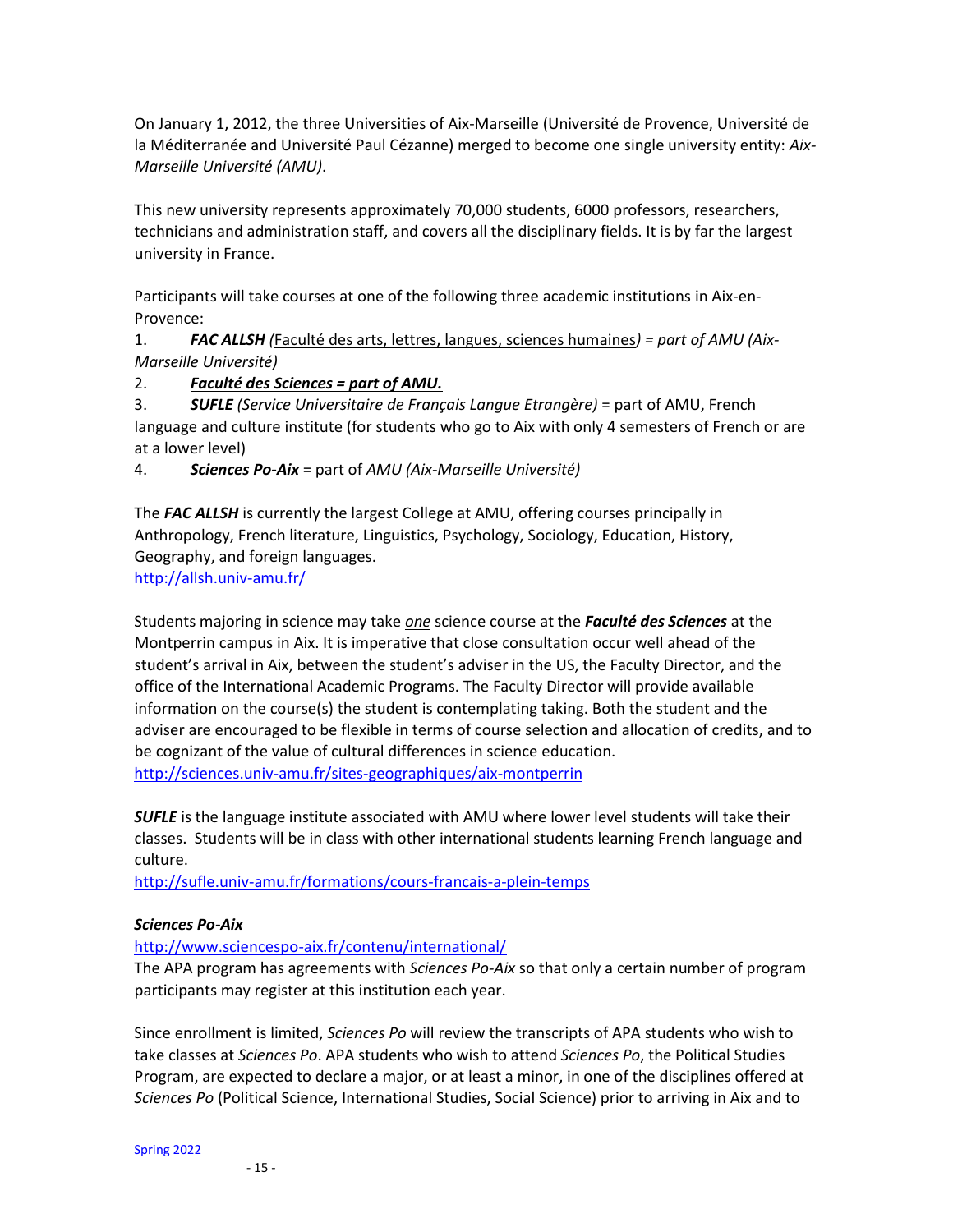On January 1, 2012, the three Universities of Aix-Marseille (Université de Provence, Université de la Méditerranée and Université Paul Cézanne) merged to become one single university entity: *Aix-Marseille Université (AMU)*.

This new university represents approximately 70,000 students, 6000 professors, researchers, technicians and administration staff, and covers all the disciplinary fields. It is by far the largest university in France.

Participants will take courses at one of the following three academic institutions in Aix-en-Provence:

1. ***FAC ALLSH*** *(*Faculté des arts, lettres, langues, sciences humaines*) = part of AMU (Aix-Marseille Université)*
2. ***Faculté des Sciences = part of AMU.***
3. ***SUFLE*** *(Service Universitaire de Français Langue Etrangère)* = part of AMU, French language and culture institute (for students who go to Aix with only 4 semesters of French or are at a lower level)
4. ***Sciences Po-Aix*** = part of *AMU (Aix-Marseille Université)*

The ***FAC ALLSH*** is currently the largest College at AMU, offering courses principally in Anthropology, French literature, Linguistics, Psychology, Sociology, Education, History, Geography, and foreign languages.
http://allsh.univ-amu.fr/

Students majoring in science may take *one* science course at the ***Faculté des Sciences*** at the Montperrin campus in Aix. It is imperative that close consultation occur well ahead of the student's arrival in Aix, between the student's adviser in the US, the Faculty Director, and the office of the International Academic Programs. The Faculty Director will provide available information on the course(s) the student is contemplating taking. Both the student and the adviser are encouraged to be flexible in terms of course selection and allocation of credits, and to be cognizant of the value of cultural differences in science education.
http://sciences.univ-amu.fr/sites-geographiques/aix-montperrin

***SUFLE*** is the language institute associated with AMU where lower level students will take their classes. Students will be in class with other international students learning French language and culture.
http://sufle.univ-amu.fr/formations/cours-francais-a-plein-temps

***Sciences Po-Aix***

http://www.sciencespo-aix.fr/contenu/international/

The APA program has agreements with *Sciences Po-Aix* so that only a certain number of program participants may register at this institution each year.

Since enrollment is limited, *Sciences Po* will review the transcripts of APA students who wish to take classes at *Sciences Po*. APA students who wish to attend *Sciences Po*, the Political Studies Program, are expected to declare a major, or at least a minor, in one of the disciplines offered at *Sciences Po* (Political Science, International Studies, Social Science) prior to arriving in Aix and to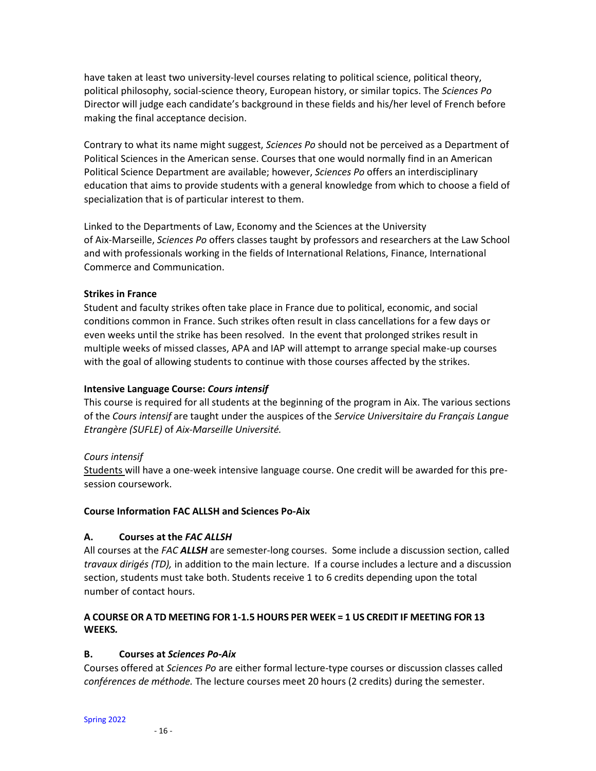have taken at least two university-level courses relating to political science, political theory, political philosophy, social-science theory, European history, or similar topics. The *Sciences Po* Director will judge each candidate's background in these fields and his/her level of French before making the final acceptance decision.

Contrary to what its name might suggest, *Sciences Po* should not be perceived as a Department of Political Sciences in the American sense. Courses that one would normally find in an American Political Science Department are available; however, *Sciences Po* offers an interdisciplinary education that aims to provide students with a general knowledge from which to choose a field of specialization that is of particular interest to them.

Linked to the Departments of Law, Economy and the Sciences at the University of Aix-Marseille, *Sciences Po* offers classes taught by professors and researchers at the Law School and with professionals working in the fields of International Relations, Finance, International Commerce and Communication.

**Strikes in France**

Student and faculty strikes often take place in France due to political, economic, and social conditions common in France. Such strikes often result in class cancellations for a few days or even weeks until the strike has been resolved. In the event that prolonged strikes result in multiple weeks of missed classes, APA and IAP will attempt to arrange special make-up courses with the goal of allowing students to continue with those courses affected by the strikes.

**Intensive Language Course: *Cours intensif***

This course is required for all students at the beginning of the program in Aix. The various sections of the *Cours intensif* are taught under the auspices of the *Service Universitaire du Français Langue Etrangère (SUFLE)* of *Aix-Marseille Université.*

*Cours intensif*

Students will have a one-week intensive language course. One credit will be awarded for this pre-session coursework.

**Course Information FAC ALLSH and Sciences Po-Aix**

**A. Courses at the *FAC ALLSH***

All courses at the *FAC **ALLSH*** are semester-long courses. Some include a discussion section, called *travaux dirigés (TD),* in addition to the main lecture. If a course includes a lecture and a discussion section, students must take both. Students receive 1 to 6 credits depending upon the total number of contact hours.

**A COURSE OR A TD MEETING FOR 1-1.5 HOURS PER WEEK = 1 US CREDIT IF MEETING FOR 13 WEEKS.**

**B. Courses at *Sciences Po-Aix***

Courses offered at *Sciences Po* are either formal lecture-type courses or discussion classes called *conférences de méthode.* The lecture courses meet 20 hours (2 credits) during the semester.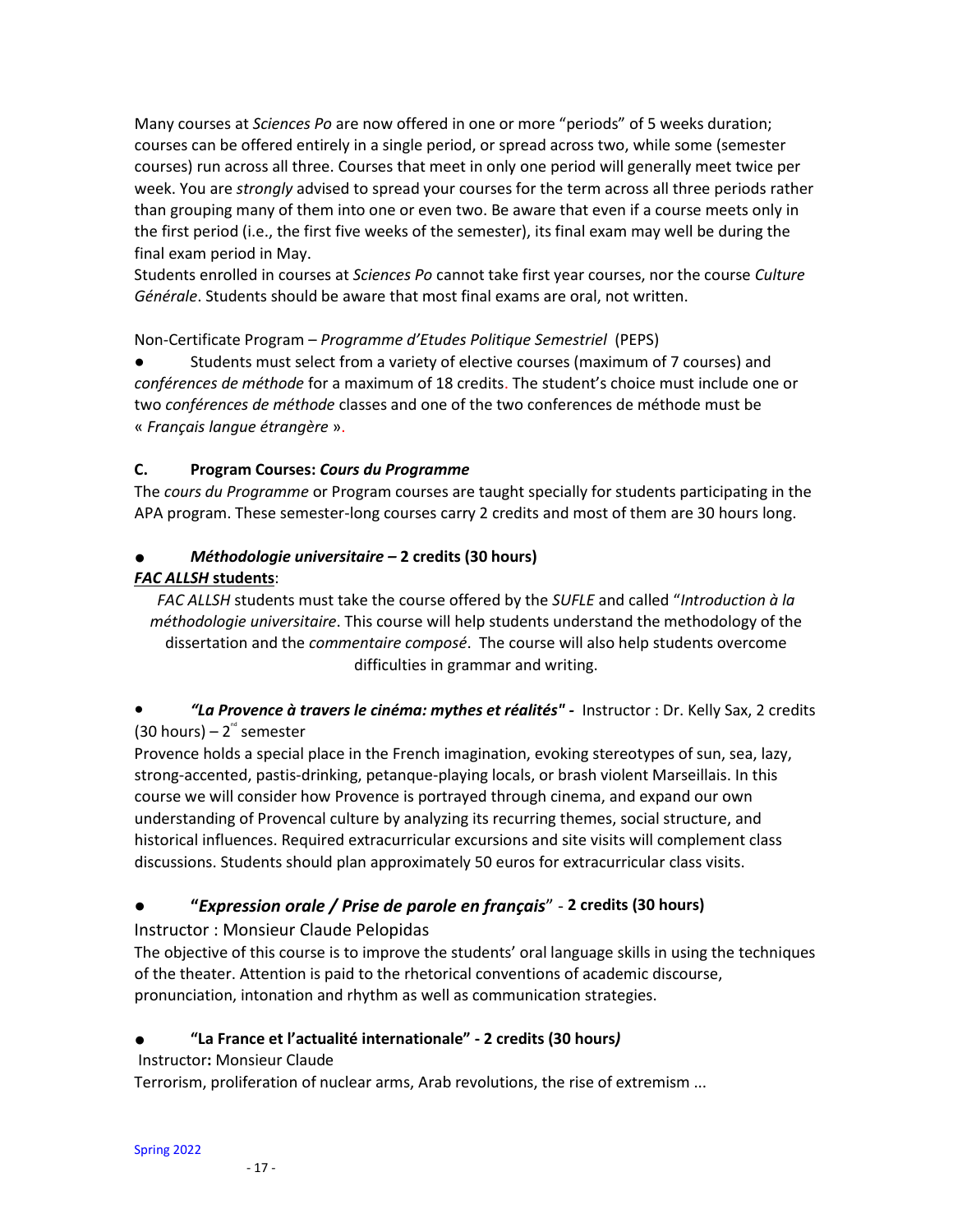Many courses at *Sciences Po* are now offered in one or more "periods" of 5 weeks duration; courses can be offered entirely in a single period, or spread across two, while some (semester courses) run across all three. Courses that meet in only one period will generally meet twice per week. You are *strongly* advised to spread your courses for the term across all three periods rather than grouping many of them into one or even two. Be aware that even if a course meets only in the first period (i.e., the first five weeks of the semester), its final exam may well be during the final exam period in May.
Students enrolled in courses at *Sciences Po* cannot take first year courses, nor the course *Culture Générale*. Students should be aware that most final exams are oral, not written.

Non-Certificate Program – *Programme d'Etudes Politique Semestriel* (PEPS)

- Students must select from a variety of elective courses (maximum of 7 courses) and *conférences de méthode* for a maximum of 18 credits. The student's choice must include one or two *conférences de méthode* classes and one of the two conferences de méthode must be « *Français langue étrangère* ».

### C. Program Courses: *Cours du Programme*

The *cours du Programme* or Program courses are taught specially for students participating in the APA program. These semester-long courses carry 2 credits and most of them are 30 hours long.

- ***Méthodologie universitaire* – 2 credits (30 hours)**

***FAC ALLSH* students**:

*FAC ALLSH* students must take the course offered by the *SUFLE* and called "*Introduction à la méthodologie universitaire*. This course will help students understand the methodology of the dissertation and the *commentaire composé*. The course will also help students overcome difficulties in grammar and writing.

- ***"La Provence à travers le cinéma: mythes et réalités" -*** Instructor : Dr. Kelly Sax, 2 credits (30 hours) – 2nd semester

Provence holds a special place in the French imagination, evoking stereotypes of sun, sea, lazy, strong-accented, pastis-drinking, petanque-playing locals, or brash violent Marseillais. In this course we will consider how Provence is portrayed through cinema, and expand our own understanding of Provencal culture by analyzing its recurring themes, social structure, and historical influences. Required extracurricular excursions and site visits will complement class discussions. Students should plan approximately 50 euros for extracurricular class visits.

- **"*Expression orale / Prise de parole en français*" - 2 credits (30 hours)**

Instructor : Monsieur Claude Pelopidas

The objective of this course is to improve the students' oral language skills in using the techniques of the theater. Attention is paid to the rhetorical conventions of academic discourse, pronunciation, intonation and rhythm as well as communication strategies.

- **"La France et l'actualité internationale" - 2 credits (30 hours*)***

Instructor**:** Monsieur Claude

Terrorism, proliferation of nuclear arms, Arab revolutions, the rise of extremism ...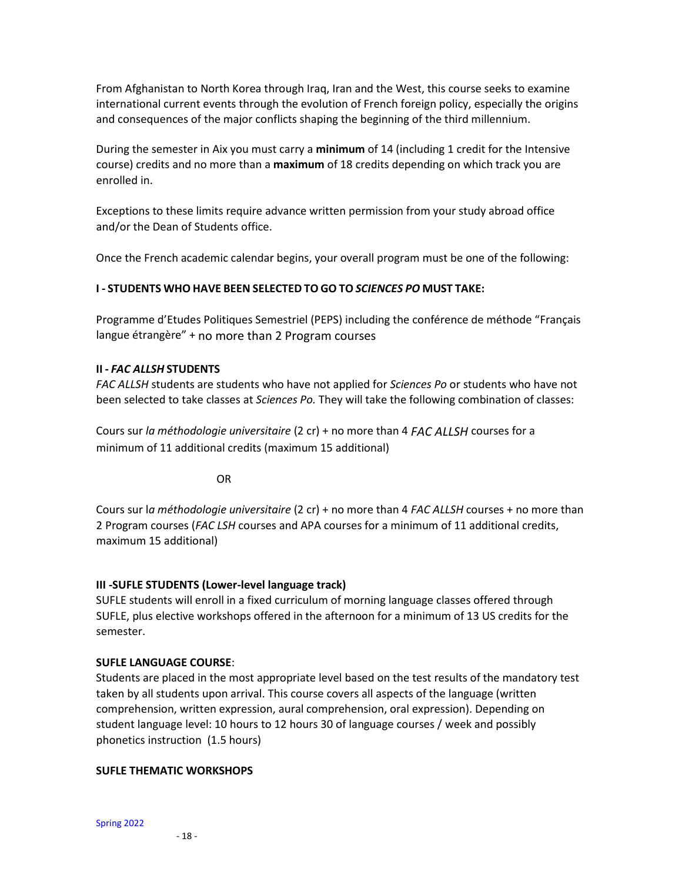From Afghanistan to North Korea through Iraq, Iran and the West, this course seeks to examine international current events through the evolution of French foreign policy, especially the origins and consequences of the major conflicts shaping the beginning of the third millennium.

During the semester in Aix you must carry a **minimum** of 14 (including 1 credit for the Intensive course) credits and no more than a **maximum** of 18 credits depending on which track you are enrolled in.

Exceptions to these limits require advance written permission from your study abroad office and/or the Dean of Students office.

Once the French academic calendar begins, your overall program must be one of the following:

**I - STUDENTS WHO HAVE BEEN SELECTED TO GO TO *SCIENCES PO* MUST TAKE:**

Programme d'Etudes Politiques Semestriel (PEPS) including the conférence de méthode "Français langue étrangère" + no more than 2 Program courses

**II - *FAC ALLSH* STUDENTS**

*FAC ALLSH* students are students who have not applied for *Sciences Po* or students who have not been selected to take classes at *Sciences Po.* They will take the following combination of classes:

Cours sur *la méthodologie universitaire* (2 cr) + no more than 4 *FAC ALLSH* courses for a minimum of 11 additional credits (maximum 15 additional)

OR

Cours sur l*a méthodologie universitaire* (2 cr) + no more than 4 *FAC ALLSH* courses + no more than 2 Program courses (*FAC LSH* courses and APA courses for a minimum of 11 additional credits, maximum 15 additional)

**III -SUFLE STUDENTS (Lower-level language track)**

SUFLE students will enroll in a fixed curriculum of morning language classes offered through SUFLE, plus elective workshops offered in the afternoon for a minimum of 13 US credits for the semester.

**SUFLE LANGUAGE COURSE**:

Students are placed in the most appropriate level based on the test results of the mandatory test taken by all students upon arrival. This course covers all aspects of the language (written comprehension, written expression, aural comprehension, oral expression). Depending on student language level: 10 hours to 12 hours 30 of language courses / week and possibly phonetics instruction (1.5 hours)

**SUFLE THEMATIC WORKSHOPS**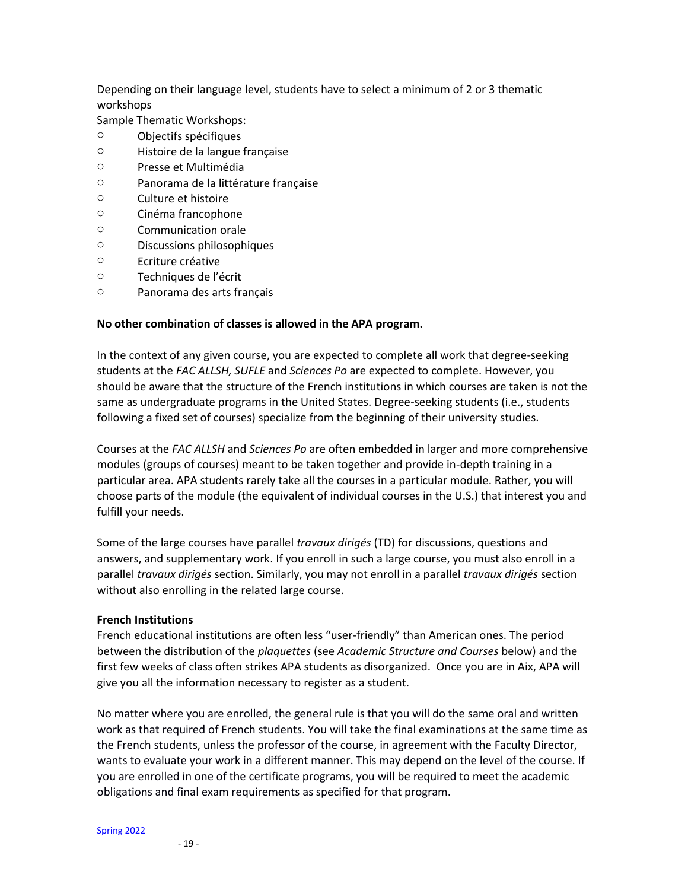Depending on their language level, students have to select a minimum of 2 or 3 thematic workshops

Sample Thematic Workshops:

- Objectifs spécifiques
- Histoire de la langue française
- Presse et Multimédia
- Panorama de la littérature française
- Culture et histoire
- Cinéma francophone
- Communication orale
- Discussions philosophiques
- Ecriture créative
- Techniques de l'écrit
- Panorama des arts français

**No other combination of classes is allowed in the APA program.**

In the context of any given course, you are expected to complete all work that degree-seeking students at the *FAC ALLSH, SUFLE* and *Sciences Po* are expected to complete. However, you should be aware that the structure of the French institutions in which courses are taken is not the same as undergraduate programs in the United States. Degree-seeking students (i.e., students following a fixed set of courses) specialize from the beginning of their university studies.

Courses at the *FAC ALLSH* and *Sciences Po* are often embedded in larger and more comprehensive modules (groups of courses) meant to be taken together and provide in-depth training in a particular area. APA students rarely take all the courses in a particular module. Rather, you will choose parts of the module (the equivalent of individual courses in the U.S.) that interest you and fulfill your needs.

Some of the large courses have parallel *travaux dirigés* (TD) for discussions, questions and answers, and supplementary work. If you enroll in such a large course, you must also enroll in a parallel *travaux dirigés* section. Similarly, you may not enroll in a parallel *travaux dirigés* section without also enrolling in the related large course.

**French Institutions**

French educational institutions are often less "user-friendly" than American ones. The period between the distribution of the *plaquettes* (see *Academic Structure and Courses* below) and the first few weeks of class often strikes APA students as disorganized. Once you are in Aix, APA will give you all the information necessary to register as a student.

No matter where you are enrolled, the general rule is that you will do the same oral and written work as that required of French students. You will take the final examinations at the same time as the French students, unless the professor of the course, in agreement with the Faculty Director, wants to evaluate your work in a different manner. This may depend on the level of the course. If you are enrolled in one of the certificate programs, you will be required to meet the academic obligations and final exam requirements as specified for that program.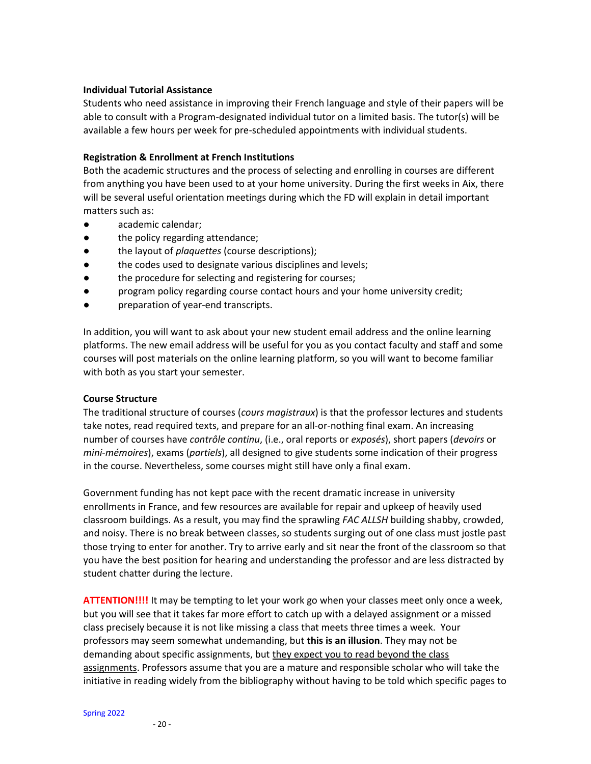**Individual Tutorial Assistance**

Students who need assistance in improving their French language and style of their papers will be able to consult with a Program-designated individual tutor on a limited basis. The tutor(s) will be available a few hours per week for pre-scheduled appointments with individual students.

**Registration & Enrollment at French Institutions**

Both the academic structures and the process of selecting and enrolling in courses are different from anything you have been used to at your home university. During the first weeks in Aix, there will be several useful orientation meetings during which the FD will explain in detail important matters such as:

- academic calendar;
- the policy regarding attendance;
- the layout of *plaquettes* (course descriptions);
- the codes used to designate various disciplines and levels;
- the procedure for selecting and registering for courses;
- program policy regarding course contact hours and your home university credit;
- preparation of year-end transcripts.

In addition, you will want to ask about your new student email address and the online learning platforms. The new email address will be useful for you as you contact faculty and staff and some courses will post materials on the online learning platform, so you will want to become familiar with both as you start your semester.

**Course Structure**

The traditional structure of courses (*cours magistraux*) is that the professor lectures and students take notes, read required texts, and prepare for an all-or-nothing final exam. An increasing number of courses have *contrôle continu*, (i.e., oral reports or *exposés*), short papers (*devoirs* or *mini-mémoires*), exams (*partiels*), all designed to give students some indication of their progress in the course. Nevertheless, some courses might still have only a final exam.

Government funding has not kept pace with the recent dramatic increase in university enrollments in France, and few resources are available for repair and upkeep of heavily used classroom buildings. As a result, you may find the sprawling *FAC ALLSH* building shabby, crowded, and noisy. There is no break between classes, so students surging out of one class must jostle past those trying to enter for another. Try to arrive early and sit near the front of the classroom so that you have the best position for hearing and understanding the professor and are less distracted by student chatter during the lecture.

**ATTENTION!!!!** It may be tempting to let your work go when your classes meet only once a week, but you will see that it takes far more effort to catch up with a delayed assignment or a missed class precisely because it is not like missing a class that meets three times a week. Your professors may seem somewhat undemanding, but **this is an illusion**. They may not be demanding about specific assignments, but <u>they expect you to read beyond the class assignments</u>. Professors assume that you are a mature and responsible scholar who will take the initiative in reading widely from the bibliography without having to be told which specific pages to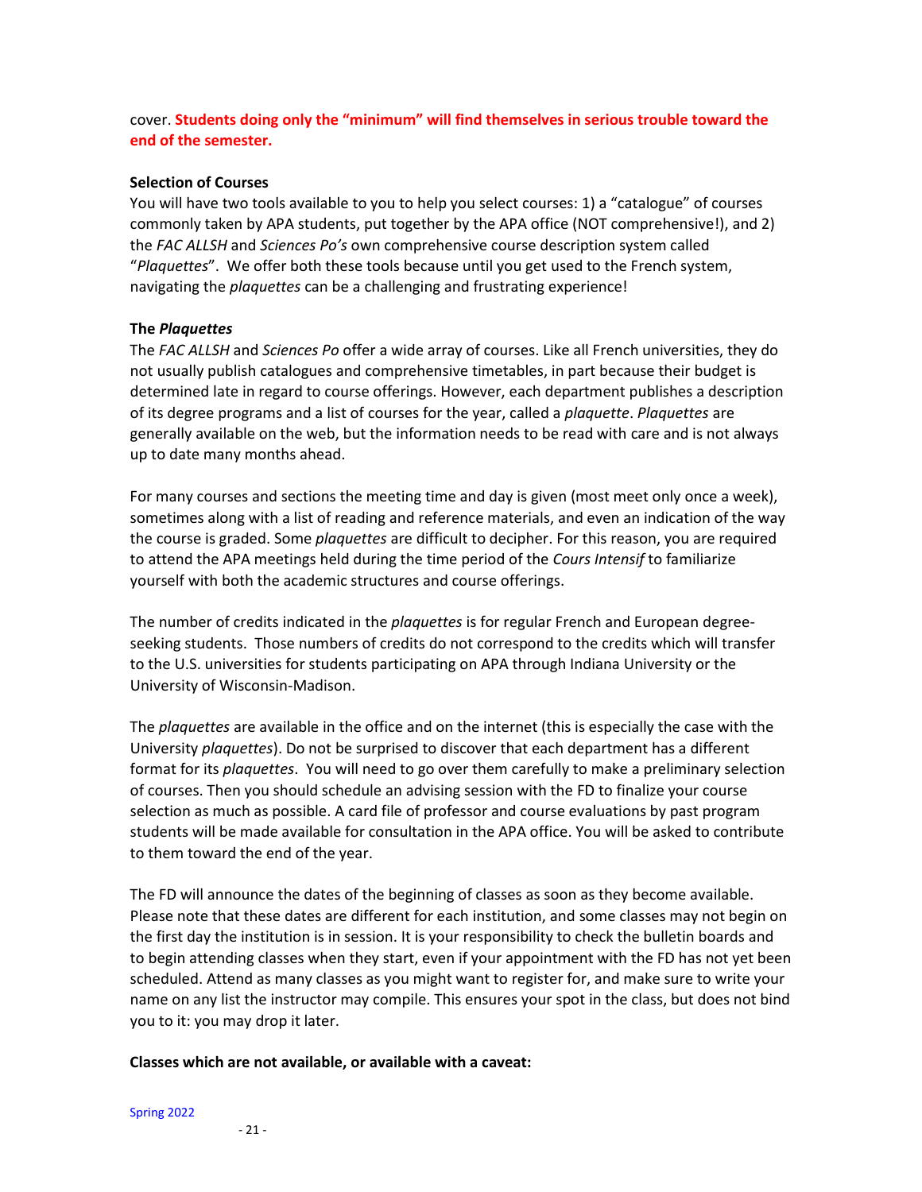cover. **Students doing only the "minimum" will find themselves in serious trouble toward the end of the semester.**

**Selection of Courses**

You will have two tools available to you to help you select courses: 1) a "catalogue" of courses commonly taken by APA students, put together by the APA office (NOT comprehensive!), and 2) the *FAC ALLSH* and *Sciences Po's* own comprehensive course description system called "*Plaquettes*". We offer both these tools because until you get used to the French system, navigating the *plaquettes* can be a challenging and frustrating experience!

**The *Plaquettes***

The *FAC ALLSH* and *Sciences Po* offer a wide array of courses. Like all French universities, they do not usually publish catalogues and comprehensive timetables, in part because their budget is determined late in regard to course offerings. However, each department publishes a description of its degree programs and a list of courses for the year, called a *plaquette*. *Plaquettes* are generally available on the web, but the information needs to be read with care and is not always up to date many months ahead.

For many courses and sections the meeting time and day is given (most meet only once a week), sometimes along with a list of reading and reference materials, and even an indication of the way the course is graded. Some *plaquettes* are difficult to decipher. For this reason, you are required to attend the APA meetings held during the time period of the *Cours Intensif* to familiarize yourself with both the academic structures and course offerings.

The number of credits indicated in the *plaquettes* is for regular French and European degree-seeking students. Those numbers of credits do not correspond to the credits which will transfer to the U.S. universities for students participating on APA through Indiana University or the University of Wisconsin-Madison.

The *plaquettes* are available in the office and on the internet (this is especially the case with the University *plaquettes*). Do not be surprised to discover that each department has a different format for its *plaquettes*. You will need to go over them carefully to make a preliminary selection of courses. Then you should schedule an advising session with the FD to finalize your course selection as much as possible. A card file of professor and course evaluations by past program students will be made available for consultation in the APA office. You will be asked to contribute to them toward the end of the year.

The FD will announce the dates of the beginning of classes as soon as they become available. Please note that these dates are different for each institution, and some classes may not begin on the first day the institution is in session. It is your responsibility to check the bulletin boards and to begin attending classes when they start, even if your appointment with the FD has not yet been scheduled. Attend as many classes as you might want to register for, and make sure to write your name on any list the instructor may compile. This ensures your spot in the class, but does not bind you to it: you may drop it later.

**Classes which are not available, or available with a caveat:**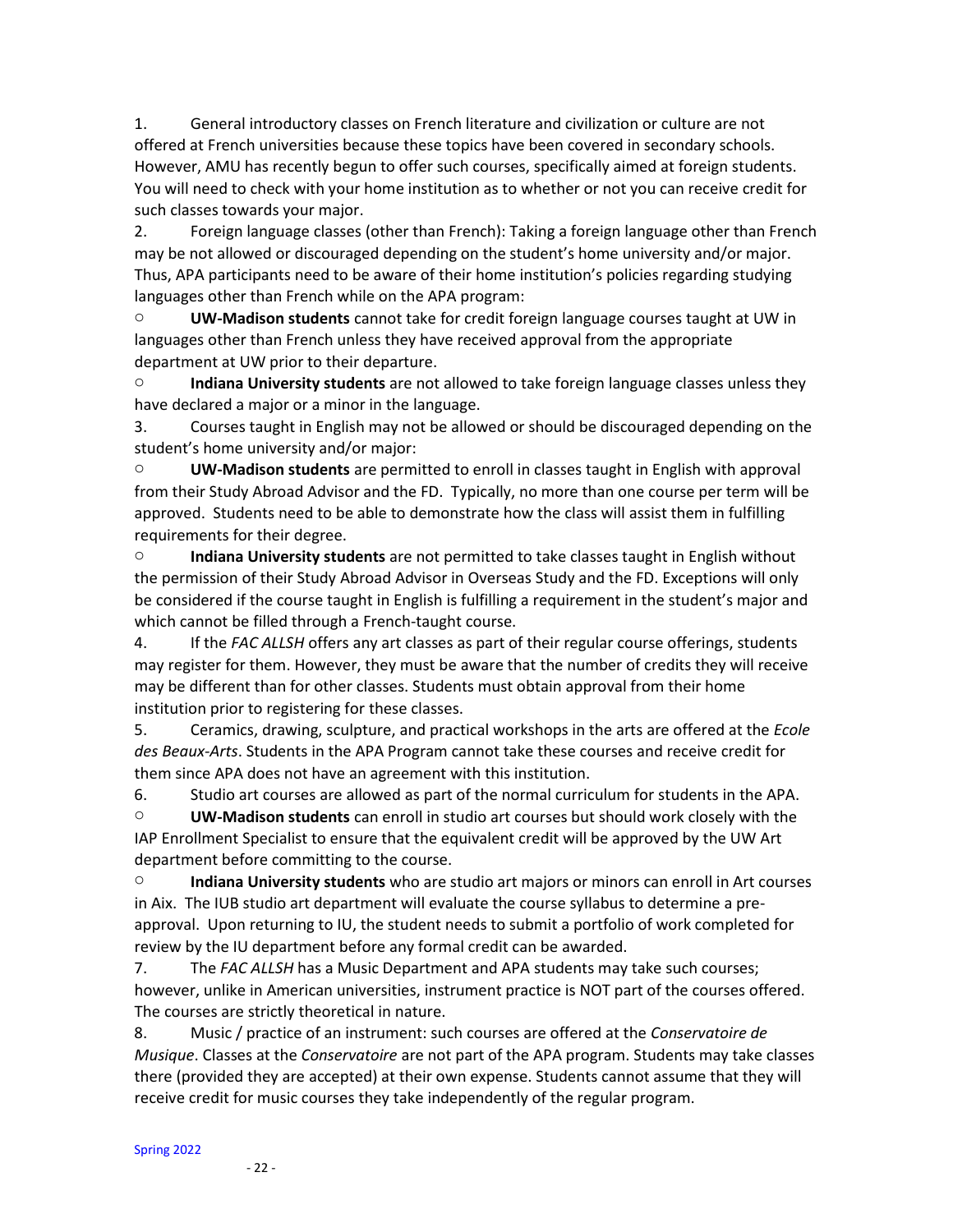1. General introductory classes on French literature and civilization or culture are not offered at French universities because these topics have been covered in secondary schools. However, AMU has recently begun to offer such courses, specifically aimed at foreign students. You will need to check with your home institution as to whether or not you can receive credit for such classes towards your major.
2. Foreign language classes (other than French): Taking a foreign language other than French may be not allowed or discouraged depending on the student's home university and/or major. Thus, APA participants need to be aware of their home institution's policies regarding studying languages other than French while on the APA program:
   - **UW-Madison students** cannot take for credit foreign language courses taught at UW in languages other than French unless they have received approval from the appropriate department at UW prior to their departure.
   - **Indiana University students** are not allowed to take foreign language classes unless they have declared a major or a minor in the language.
3. Courses taught in English may not be allowed or should be discouraged depending on the student's home university and/or major:
   - **UW-Madison students** are permitted to enroll in classes taught in English with approval from their Study Abroad Advisor and the FD. Typically, no more than one course per term will be approved. Students need to be able to demonstrate how the class will assist them in fulfilling requirements for their degree.
   - **Indiana University students** are not permitted to take classes taught in English without the permission of their Study Abroad Advisor in Overseas Study and the FD. Exceptions will only be considered if the course taught in English is fulfilling a requirement in the student's major and which cannot be filled through a French-taught course.
4. If the *FAC ALLSH* offers any art classes as part of their regular course offerings, students may register for them. However, they must be aware that the number of credits they will receive may be different than for other classes. Students must obtain approval from their home institution prior to registering for these classes.
5. Ceramics, drawing, sculpture, and practical workshops in the arts are offered at the *Ecole des Beaux-Arts*. Students in the APA Program cannot take these courses and receive credit for them since APA does not have an agreement with this institution.
6. Studio art courses are allowed as part of the normal curriculum for students in the APA.
   - **UW-Madison students** can enroll in studio art courses but should work closely with the IAP Enrollment Specialist to ensure that the equivalent credit will be approved by the UW Art department before committing to the course.
   - **Indiana University students** who are studio art majors or minors can enroll in Art courses in Aix. The IUB studio art department will evaluate the course syllabus to determine a pre-approval. Upon returning to IU, the student needs to submit a portfolio of work completed for review by the IU department before any formal credit can be awarded.
7. The *FAC ALLSH* has a Music Department and APA students may take such courses; however, unlike in American universities, instrument practice is NOT part of the courses offered. The courses are strictly theoretical in nature.
8. Music / practice of an instrument: such courses are offered at the *Conservatoire de Musique*. Classes at the *Conservatoire* are not part of the APA program. Students may take classes there (provided they are accepted) at their own expense. Students cannot assume that they will receive credit for music courses they take independently of the regular program.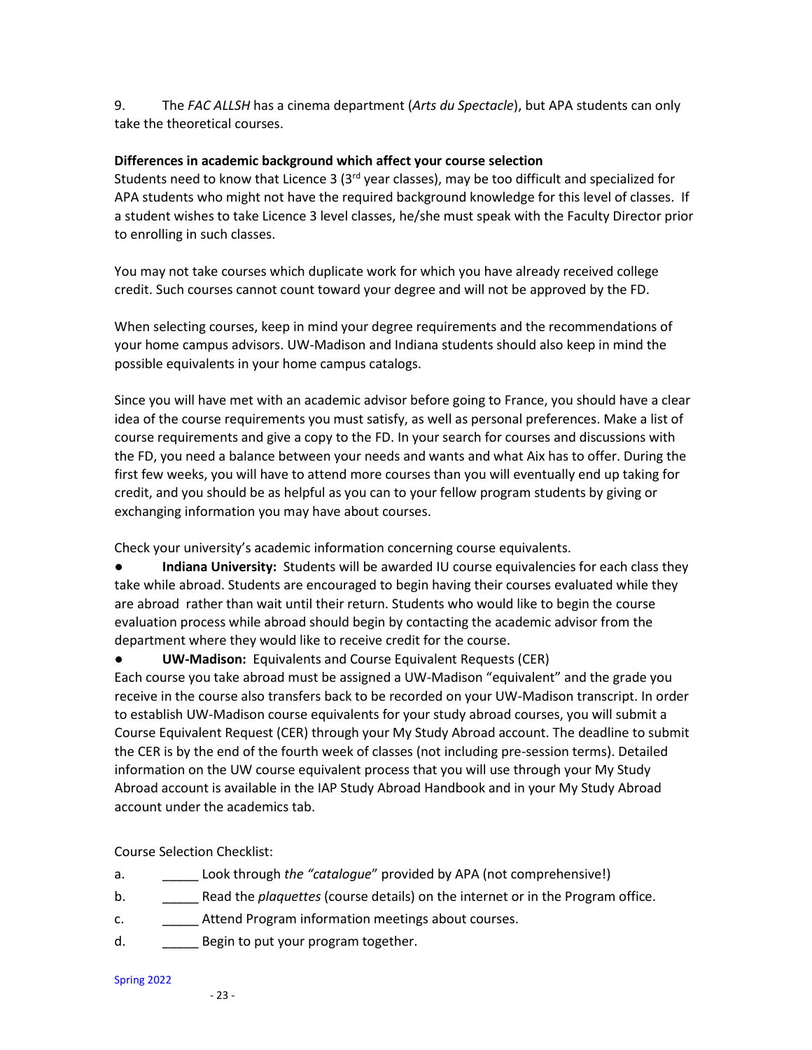9. The *FAC ALLSH* has a cinema department (*Arts du Spectacle*), but APA students can only take the theoretical courses.

**Differences in academic background which affect your course selection**

Students need to know that Licence 3 (3rd year classes), may be too difficult and specialized for APA students who might not have the required background knowledge for this level of classes. If a student wishes to take Licence 3 level classes, he/she must speak with the Faculty Director prior to enrolling in such classes.

You may not take courses which duplicate work for which you have already received college credit. Such courses cannot count toward your degree and will not be approved by the FD.

When selecting courses, keep in mind your degree requirements and the recommendations of your home campus advisors. UW-Madison and Indiana students should also keep in mind the possible equivalents in your home campus catalogs.

Since you will have met with an academic advisor before going to France, you should have a clear idea of the course requirements you must satisfy, as well as personal preferences. Make a list of course requirements and give a copy to the FD. In your search for courses and discussions with the FD, you need a balance between your needs and wants and what Aix has to offer. During the first few weeks, you will have to attend more courses than you will eventually end up taking for credit, and you should be as helpful as you can to your fellow program students by giving or exchanging information you may have about courses.

Check your university's academic information concerning course equivalents.

- **Indiana University:** Students will be awarded IU course equivalencies for each class they take while abroad. Students are encouraged to begin having their courses evaluated while they are abroad rather than wait until their return. Students who would like to begin the course evaluation process while abroad should begin by contacting the academic advisor from the department where they would like to receive credit for the course.
- **UW-Madison:** Equivalents and Course Equivalent Requests (CER)

Each course you take abroad must be assigned a UW-Madison "equivalent" and the grade you receive in the course also transfers back to be recorded on your UW-Madison transcript. In order to establish UW-Madison course equivalents for your study abroad courses, you will submit a Course Equivalent Request (CER) through your My Study Abroad account. The deadline to submit the CER is by the end of the fourth week of classes (not including pre-session terms). Detailed information on the UW course equivalent process that you will use through your My Study Abroad account is available in the IAP Study Abroad Handbook and in your My Study Abroad account under the academics tab.

Course Selection Checklist:

a. _____ Look through *the "catalogue*" provided by APA (not comprehensive!)

b. _____ Read the *plaquettes* (course details) on the internet or in the Program office.

c. _____ Attend Program information meetings about courses.

d. _____ Begin to put your program together.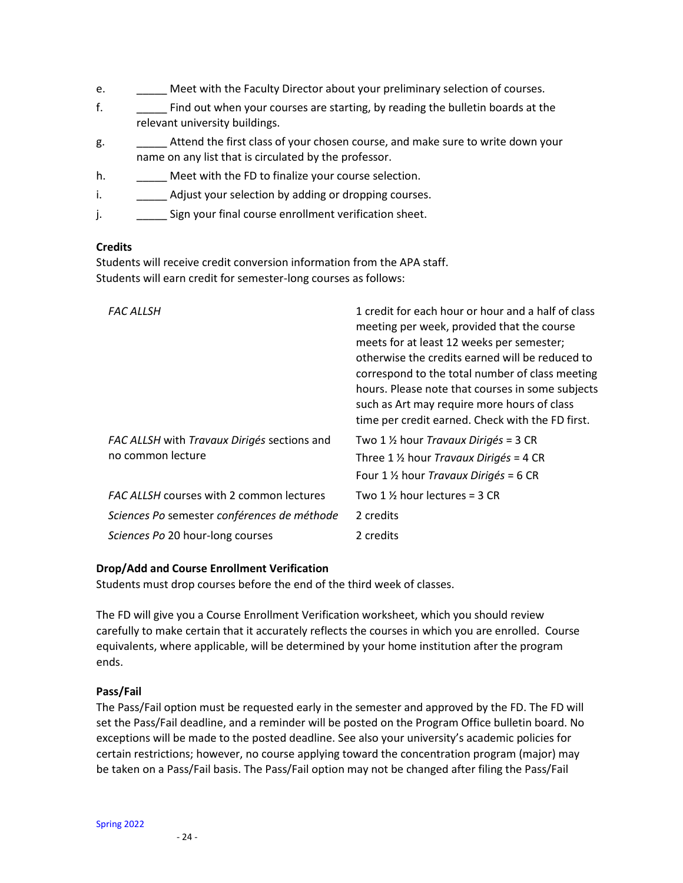e. _____ Meet with the Faculty Director about your preliminary selection of courses.

f. _____ Find out when your courses are starting, by reading the bulletin boards at the relevant university buildings.

g. _____ Attend the first class of your chosen course, and make sure to write down your name on any list that is circulated by the professor.

h. _____ Meet with the FD to finalize your course selection.

i. _____ Adjust your selection by adding or dropping courses.

j. _____ Sign your final course enrollment verification sheet.

**Credits**

Students will receive credit conversion information from the APA staff.
Students will earn credit for semester-long courses as follows:

| | |
|---|---|
| *FAC ALLSH* | 1 credit for each hour or hour and a half of class meeting per week, provided that the course meets for at least 12 weeks per semester; otherwise the credits earned will be reduced to correspond to the total number of class meeting hours. Please note that courses in some subjects such as Art may require more hours of class time per credit earned. Check with the FD first. |
| *FAC ALLSH* with *Travaux Dirigés* sections and no common lecture | Two 1 ½ hour *Travaux Dirigés* = 3 CR<br>Three 1 ½ hour *Travaux Dirigés* = 4 CR<br>Four 1 ½ hour *Travaux Dirigés* = 6 CR |
| *FAC ALLSH* courses with 2 common lectures | Two 1 ½ hour lectures = 3 CR |
| *Sciences Po* semester *conférences de méthode* | 2 credits |
| *Sciences Po* 20 hour-long courses | 2 credits |

**Drop/Add and Course Enrollment Verification**

Students must drop courses before the end of the third week of classes.

The FD will give you a Course Enrollment Verification worksheet, which you should review carefully to make certain that it accurately reflects the courses in which you are enrolled. Course equivalents, where applicable, will be determined by your home institution after the program ends.

**Pass/Fail**

The Pass/Fail option must be requested early in the semester and approved by the FD. The FD will set the Pass/Fail deadline, and a reminder will be posted on the Program Office bulletin board. No exceptions will be made to the posted deadline. See also your university's academic policies for certain restrictions; however, no course applying toward the concentration program (major) may be taken on a Pass/Fail basis. The Pass/Fail option may not be changed after filing the Pass/Fail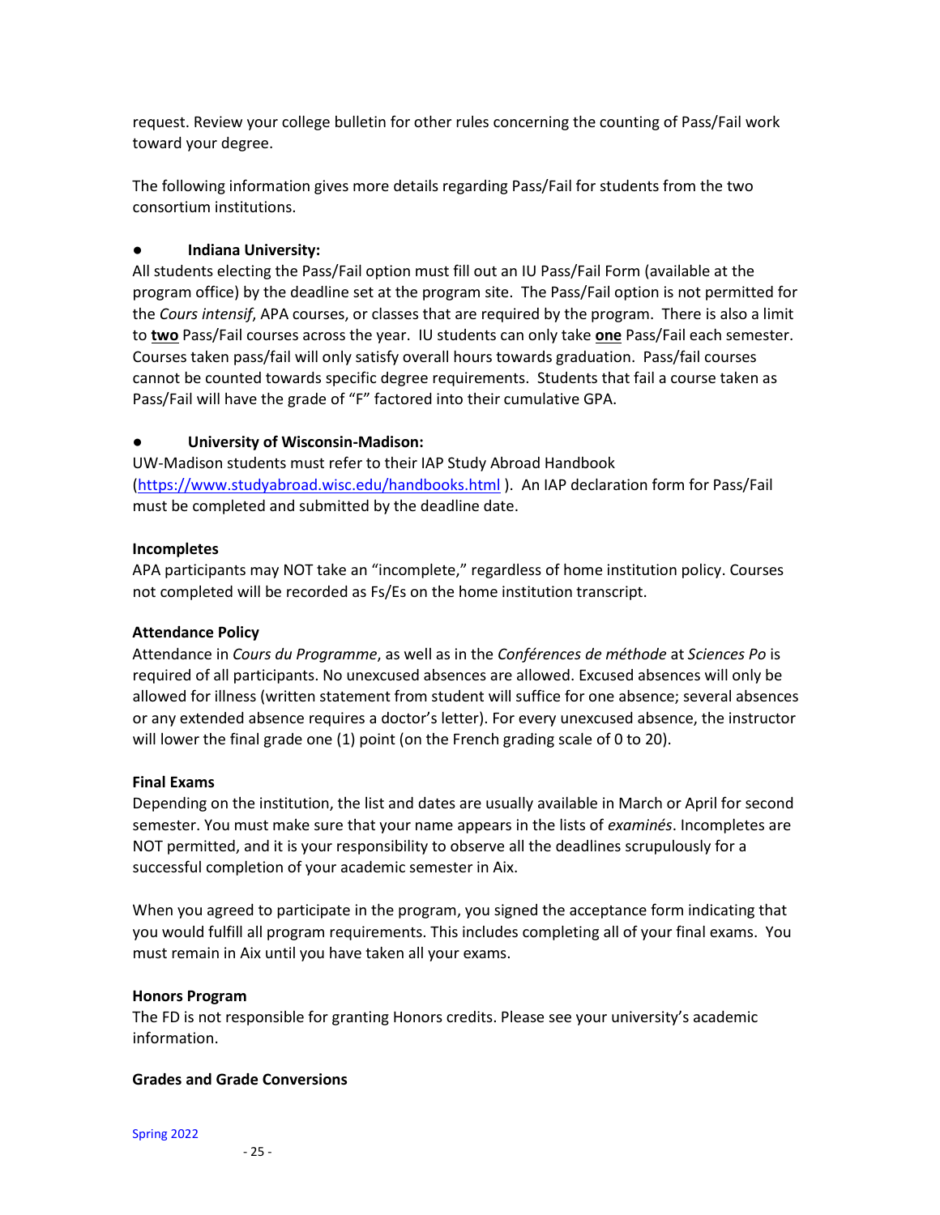request. Review your college bulletin for other rules concerning the counting of Pass/Fail work toward your degree.

The following information gives more details regarding Pass/Fail for students from the two consortium institutions.

- **Indiana University:**

All students electing the Pass/Fail option must fill out an IU Pass/Fail Form (available at the program office) by the deadline set at the program site. The Pass/Fail option is not permitted for the *Cours intensif*, APA courses, or classes that are required by the program. There is also a limit to **two** Pass/Fail courses across the year. IU students can only take **one** Pass/Fail each semester. Courses taken pass/fail will only satisfy overall hours towards graduation. Pass/fail courses cannot be counted towards specific degree requirements. Students that fail a course taken as Pass/Fail will have the grade of "F" factored into their cumulative GPA.

- **University of Wisconsin-Madison:**

UW-Madison students must refer to their IAP Study Abroad Handbook (https://www.studyabroad.wisc.edu/handbooks.html ). An IAP declaration form for Pass/Fail must be completed and submitted by the deadline date.

**Incompletes**

APA participants may NOT take an "incomplete," regardless of home institution policy. Courses not completed will be recorded as Fs/Es on the home institution transcript.

**Attendance Policy**

Attendance in *Cours du Programme*, as well as in the *Conférences de méthode* at *Sciences Po* is required of all participants. No unexcused absences are allowed. Excused absences will only be allowed for illness (written statement from student will suffice for one absence; several absences or any extended absence requires a doctor's letter). For every unexcused absence, the instructor will lower the final grade one (1) point (on the French grading scale of 0 to 20).

**Final Exams**

Depending on the institution, the list and dates are usually available in March or April for second semester. You must make sure that your name appears in the lists of *examinés*. Incompletes are NOT permitted, and it is your responsibility to observe all the deadlines scrupulously for a successful completion of your academic semester in Aix.

When you agreed to participate in the program, you signed the acceptance form indicating that you would fulfill all program requirements. This includes completing all of your final exams. You must remain in Aix until you have taken all your exams.

**Honors Program**

The FD is not responsible for granting Honors credits. Please see your university's academic information.

**Grades and Grade Conversions**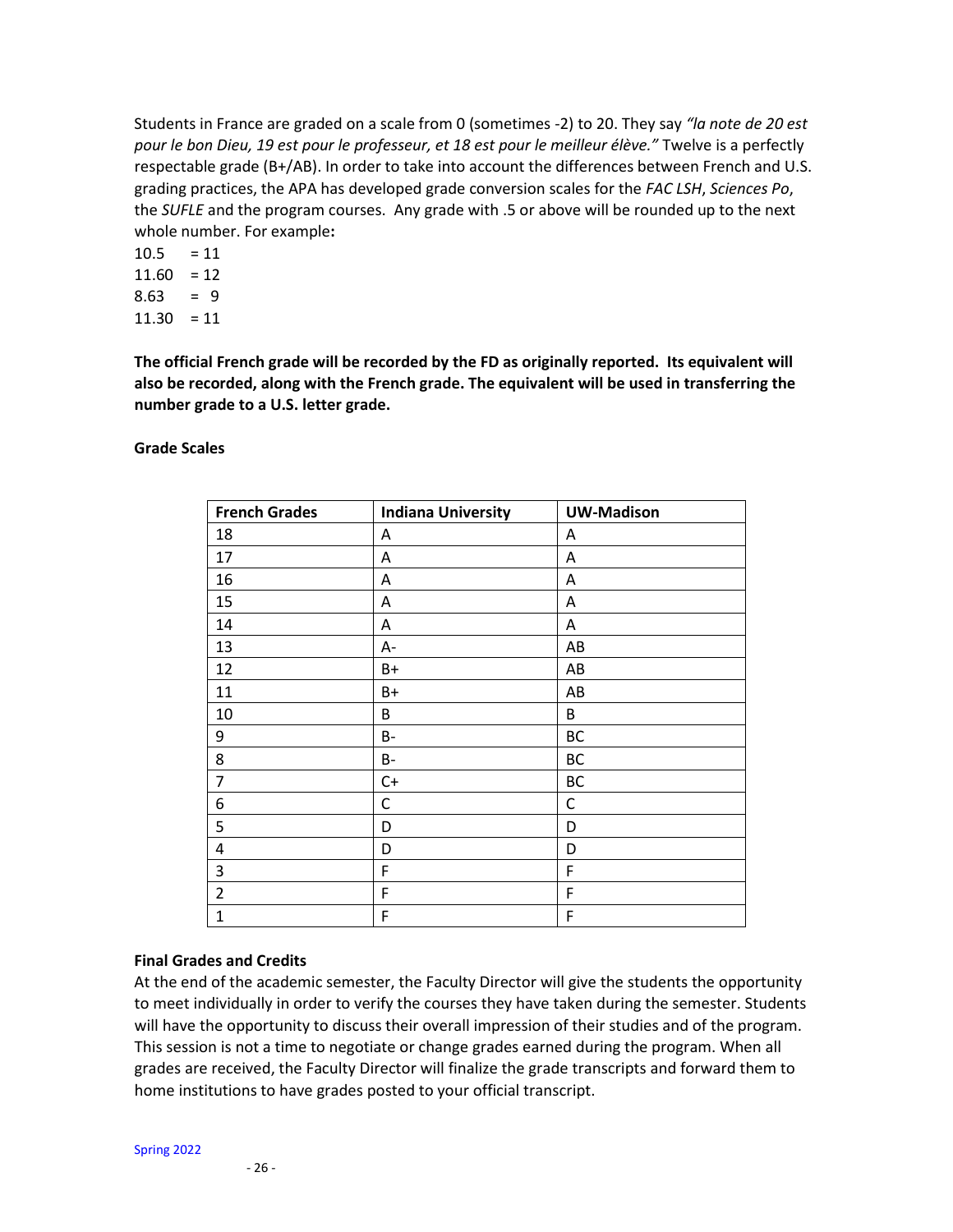Students in France are graded on a scale from 0 (sometimes -2) to 20. They say *"la note de 20 est pour le bon Dieu, 19 est pour le professeur, et 18 est pour le meilleur élève."* Twelve is a perfectly respectable grade (B+/AB). In order to take into account the differences between French and U.S. grading practices, the APA has developed grade conversion scales for the *FAC LSH*, *Sciences Po*, the *SUFLE* and the program courses. Any grade with .5 or above will be rounded up to the next whole number. For example**:**

10.5 = 11
11.60 = 12
8.63 = 9
11.30 = 11

**The official French grade will be recorded by the FD as originally reported. Its equivalent will also be recorded, along with the French grade. The equivalent will be used in transferring the number grade to a U.S. letter grade.**

**Grade Scales**

| French Grades | Indiana University | UW-Madison |
|---|---|---|
| 18 | A | A |
| 17 | A | A |
| 16 | A | A |
| 15 | A | A |
| 14 | A | A |
| 13 | A- | AB |
| 12 | B+ | AB |
| 11 | B+ | AB |
| 10 | B | B |
| 9 | B- | BC |
| 8 | B- | BC |
| 7 | C+ | BC |
| 6 | C | C |
| 5 | D | D |
| 4 | D | D |
| 3 | F | F |
| 2 | F | F |
| 1 | F | F |

**Final Grades and Credits**

At the end of the academic semester, the Faculty Director will give the students the opportunity to meet individually in order to verify the courses they have taken during the semester. Students will have the opportunity to discuss their overall impression of their studies and of the program. This session is not a time to negotiate or change grades earned during the program. When all grades are received, the Faculty Director will finalize the grade transcripts and forward them to home institutions to have grades posted to your official transcript.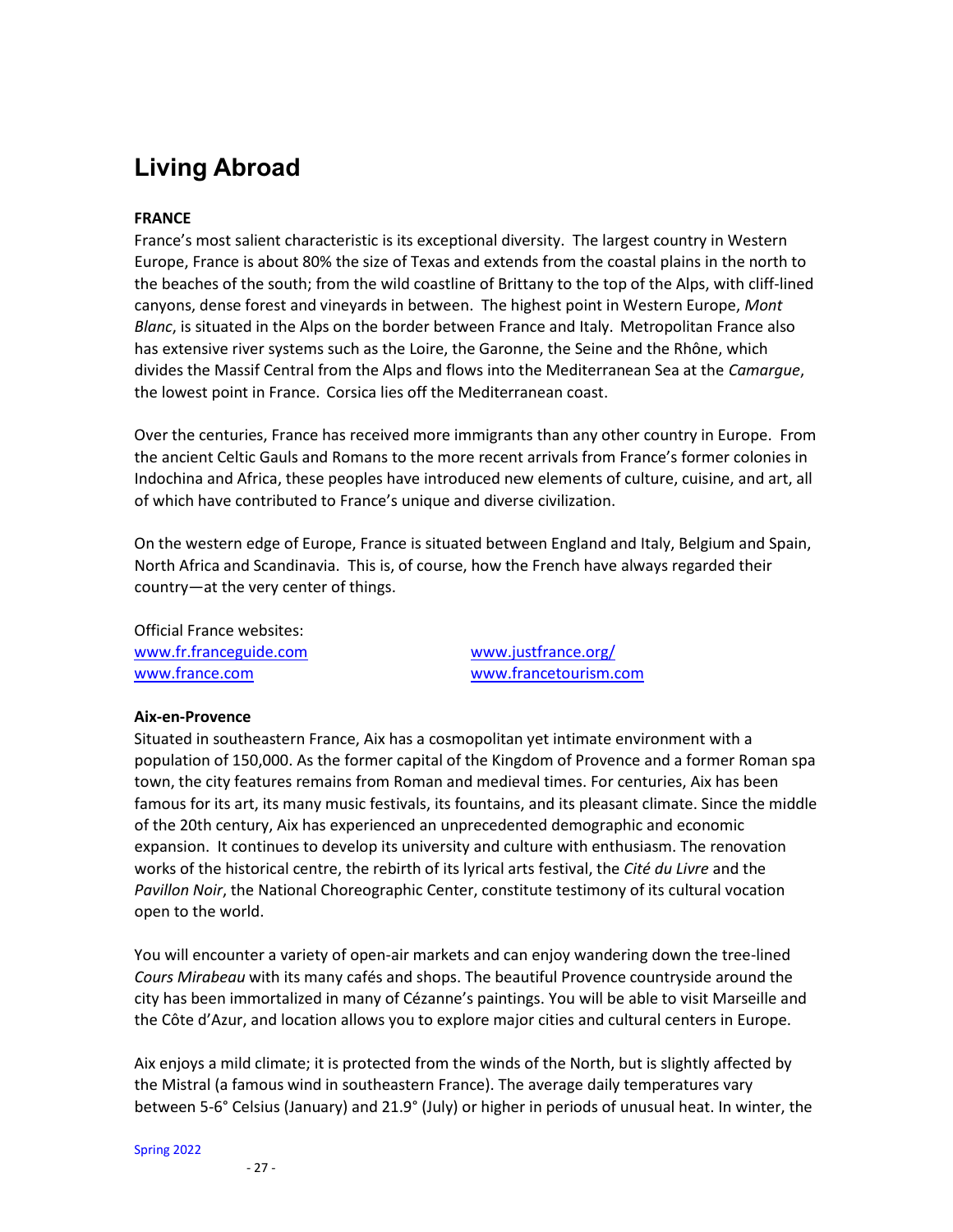# Living Abroad

**FRANCE**

France's most salient characteristic is its exceptional diversity. The largest country in Western Europe, France is about 80% the size of Texas and extends from the coastal plains in the north to the beaches of the south; from the wild coastline of Brittany to the top of the Alps, with cliff-lined canyons, dense forest and vineyards in between. The highest point in Western Europe, *Mont Blanc*, is situated in the Alps on the border between France and Italy. Metropolitan France also has extensive river systems such as the Loire, the Garonne, the Seine and the Rhône, which divides the Massif Central from the Alps and flows into the Mediterranean Sea at the *Camargue*, the lowest point in France. Corsica lies off the Mediterranean coast.

Over the centuries, France has received more immigrants than any other country in Europe. From the ancient Celtic Gauls and Romans to the more recent arrivals from France's former colonies in Indochina and Africa, these peoples have introduced new elements of culture, cuisine, and art, all of which have contributed to France's unique and diverse civilization.

On the western edge of Europe, France is situated between England and Italy, Belgium and Spain, North Africa and Scandinavia. This is, of course, how the French have always regarded their country—at the very center of things.

Official France websites:

www.fr.franceguide.com
www.france.com
www.justfrance.org/
www.francetourism.com

**Aix-en-Provence**

Situated in southeastern France, Aix has a cosmopolitan yet intimate environment with a population of 150,000. As the former capital of the Kingdom of Provence and a former Roman spa town, the city features remains from Roman and medieval times. For centuries, Aix has been famous for its art, its many music festivals, its fountains, and its pleasant climate. Since the middle of the 20th century, Aix has experienced an unprecedented demographic and economic expansion. It continues to develop its university and culture with enthusiasm. The renovation works of the historical centre, the rebirth of its lyrical arts festival, the *Cité du Livre* and the *Pavillon Noir*, the National Choreographic Center, constitute testimony of its cultural vocation open to the world.

You will encounter a variety of open-air markets and can enjoy wandering down the tree-lined *Cours Mirabeau* with its many cafés and shops. The beautiful Provence countryside around the city has been immortalized in many of Cézanne's paintings. You will be able to visit Marseille and the Côte d'Azur, and location allows you to explore major cities and cultural centers in Europe.

Aix enjoys a mild climate; it is protected from the winds of the North, but is slightly affected by the Mistral (a famous wind in southeastern France). The average daily temperatures vary between 5-6° Celsius (January) and 21.9° (July) or higher in periods of unusual heat. In winter, the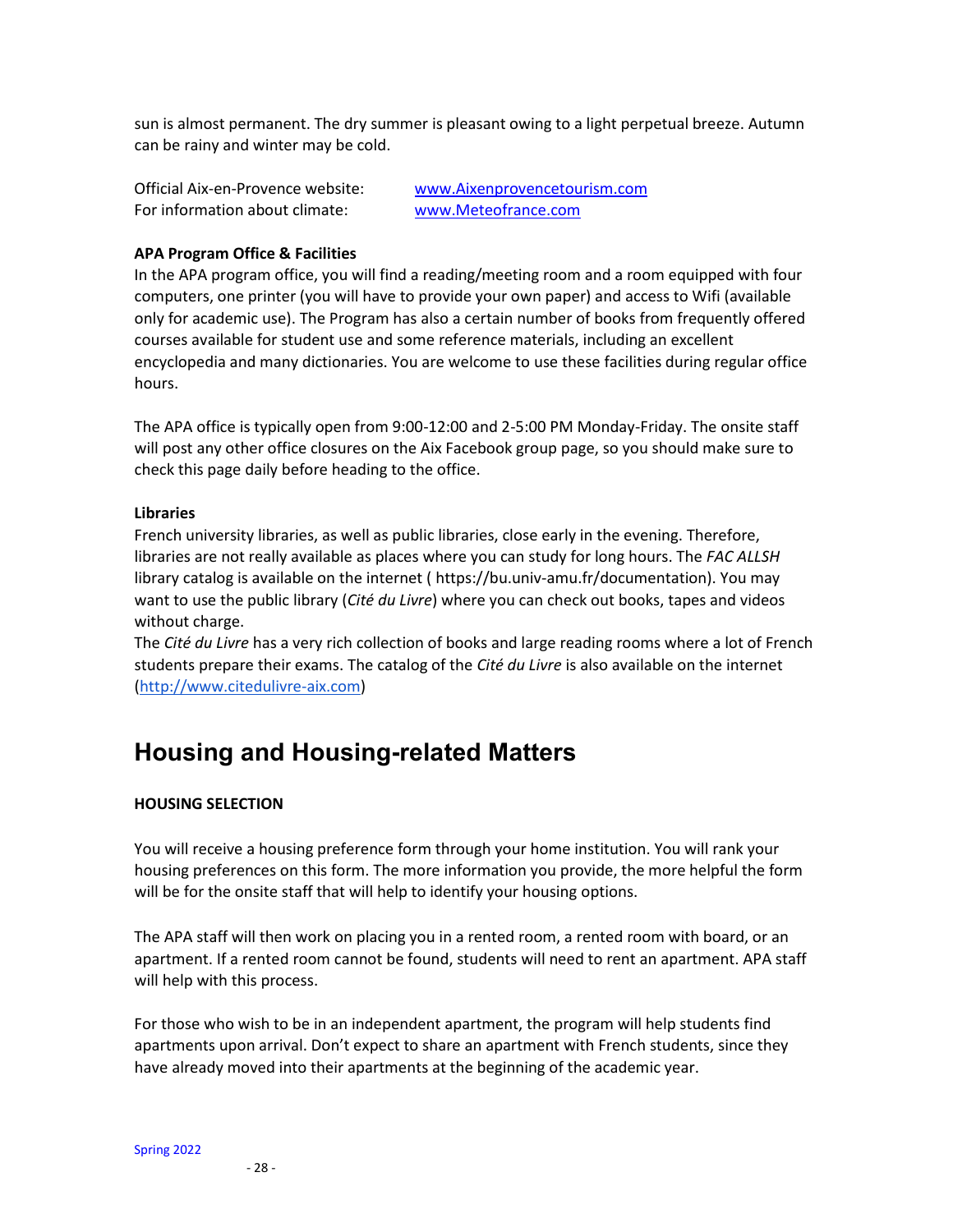sun is almost permanent. The dry summer is pleasant owing to a light perpetual breeze. Autumn can be rainy and winter may be cold.

Official Aix-en-Provence website: www.Aixenprovencetourism.com
For information about climate: www.Meteofrance.com

**APA Program Office & Facilities**
In the APA program office, you will find a reading/meeting room and a room equipped with four computers, one printer (you will have to provide your own paper) and access to Wifi (available only for academic use). The Program has also a certain number of books from frequently offered courses available for student use and some reference materials, including an excellent encyclopedia and many dictionaries. You are welcome to use these facilities during regular office hours.

The APA office is typically open from 9:00-12:00 and 2-5:00 PM Monday-Friday. The onsite staff will post any other office closures on the Aix Facebook group page, so you should make sure to check this page daily before heading to the office.

**Libraries**
French university libraries, as well as public libraries, close early in the evening. Therefore, libraries are not really available as places where you can study for long hours. The *FAC ALLSH* library catalog is available on the internet ( https://bu.univ-amu.fr/documentation). You may want to use the public library (*Cité du Livre*) where you can check out books, tapes and videos without charge.
The *Cité du Livre* has a very rich collection of books and large reading rooms where a lot of French students prepare their exams. The catalog of the *Cité du Livre* is also available on the internet (http://www.citedulivre-aix.com)

# Housing and Housing-related Matters

**HOUSING SELECTION**

You will receive a housing preference form through your home institution. You will rank your housing preferences on this form. The more information you provide, the more helpful the form will be for the onsite staff that will help to identify your housing options.

The APA staff will then work on placing you in a rented room, a rented room with board, or an apartment. If a rented room cannot be found, students will need to rent an apartment. APA staff will help with this process.

For those who wish to be in an independent apartment, the program will help students find apartments upon arrival. Don't expect to share an apartment with French students, since they have already moved into their apartments at the beginning of the academic year.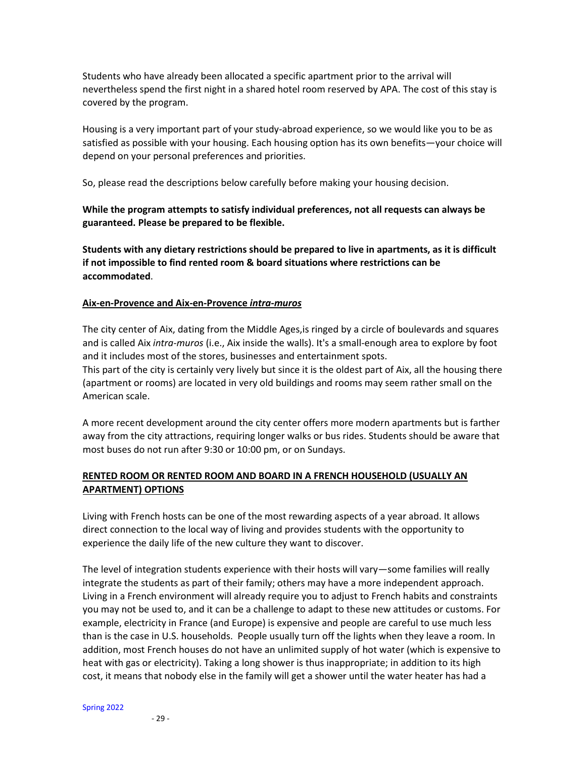Students who have already been allocated a specific apartment prior to the arrival will nevertheless spend the first night in a shared hotel room reserved by APA. The cost of this stay is covered by the program.

Housing is a very important part of your study-abroad experience, so we would like you to be as satisfied as possible with your housing. Each housing option has its own benefits—your choice will depend on your personal preferences and priorities.

So, please read the descriptions below carefully before making your housing decision.

**While the program attempts to satisfy individual preferences, not all requests can always be guaranteed. Please be prepared to be flexible.**

**Students with any dietary restrictions should be prepared to live in apartments, as it is difficult if not impossible to find rented room & board situations where restrictions can be accommodated**.

**Aix-en-Provence and Aix-en-Provence *intra-muros***

The city center of Aix, dating from the Middle Ages,is ringed by a circle of boulevards and squares and is called Aix *intra-muros* (i.e., Aix inside the walls). It's a small-enough area to explore by foot and it includes most of the stores, businesses and entertainment spots.
This part of the city is certainly very lively but since it is the oldest part of Aix, all the housing there (apartment or rooms) are located in very old buildings and rooms may seem rather small on the American scale.

A more recent development around the city center offers more modern apartments but is farther away from the city attractions, requiring longer walks or bus rides. Students should be aware that most buses do not run after 9:30 or 10:00 pm, or on Sundays.

**RENTED ROOM OR RENTED ROOM AND BOARD IN A FRENCH HOUSEHOLD (USUALLY AN APARTMENT) OPTIONS**

Living with French hosts can be one of the most rewarding aspects of a year abroad. It allows direct connection to the local way of living and provides students with the opportunity to experience the daily life of the new culture they want to discover.

The level of integration students experience with their hosts will vary—some families will really integrate the students as part of their family; others may have a more independent approach. Living in a French environment will already require you to adjust to French habits and constraints you may not be used to, and it can be a challenge to adapt to these new attitudes or customs. For example, electricity in France (and Europe) is expensive and people are careful to use much less than is the case in U.S. households. People usually turn off the lights when they leave a room. In addition, most French houses do not have an unlimited supply of hot water (which is expensive to heat with gas or electricity). Taking a long shower is thus inappropriate; in addition to its high cost, it means that nobody else in the family will get a shower until the water heater has had a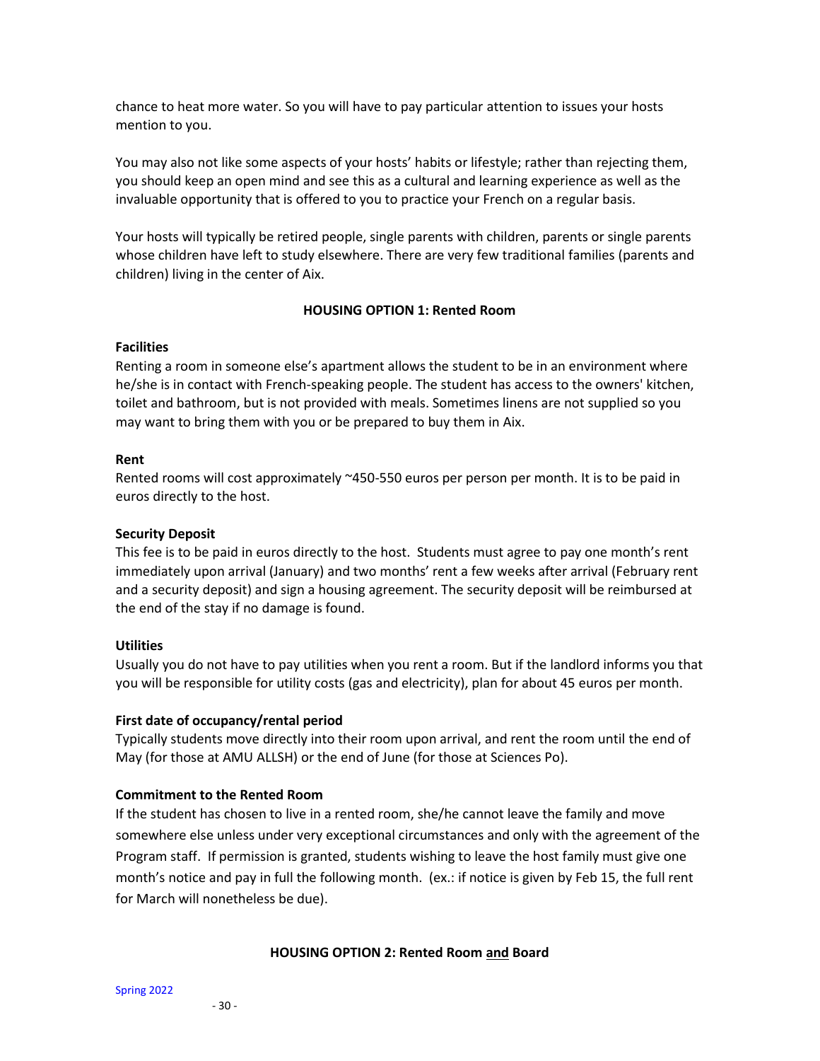chance to heat more water. So you will have to pay particular attention to issues your hosts mention to you.

You may also not like some aspects of your hosts' habits or lifestyle; rather than rejecting them, you should keep an open mind and see this as a cultural and learning experience as well as the invaluable opportunity that is offered to you to practice your French on a regular basis.

Your hosts will typically be retired people, single parents with children, parents or single parents whose children have left to study elsewhere. There are very few traditional families (parents and children) living in the center of Aix.

## HOUSING OPTION 1: Rented Room

**Facilities**

Renting a room in someone else's apartment allows the student to be in an environment where he/she is in contact with French-speaking people. The student has access to the owners' kitchen, toilet and bathroom, but is not provided with meals. Sometimes linens are not supplied so you may want to bring them with you or be prepared to buy them in Aix.

**Rent**

Rented rooms will cost approximately ~450-550 euros per person per month. It is to be paid in euros directly to the host.

**Security Deposit**

This fee is to be paid in euros directly to the host. Students must agree to pay one month's rent immediately upon arrival (January) and two months' rent a few weeks after arrival (February rent and a security deposit) and sign a housing agreement. The security deposit will be reimbursed at the end of the stay if no damage is found.

**Utilities**

Usually you do not have to pay utilities when you rent a room. But if the landlord informs you that you will be responsible for utility costs (gas and electricity), plan for about 45 euros per month.

**First date of occupancy/rental period**

Typically students move directly into their room upon arrival, and rent the room until the end of May (for those at AMU ALLSH) or the end of June (for those at Sciences Po).

**Commitment to the Rented Room**

If the student has chosen to live in a rented room, she/he cannot leave the family and move somewhere else unless under very exceptional circumstances and only with the agreement of the Program staff. If permission is granted, students wishing to leave the host family must give one month's notice and pay in full the following month. (ex.: if notice is given by Feb 15, the full rent for March will nonetheless be due).

## HOUSING OPTION 2: Rented Room <u>and</u> Board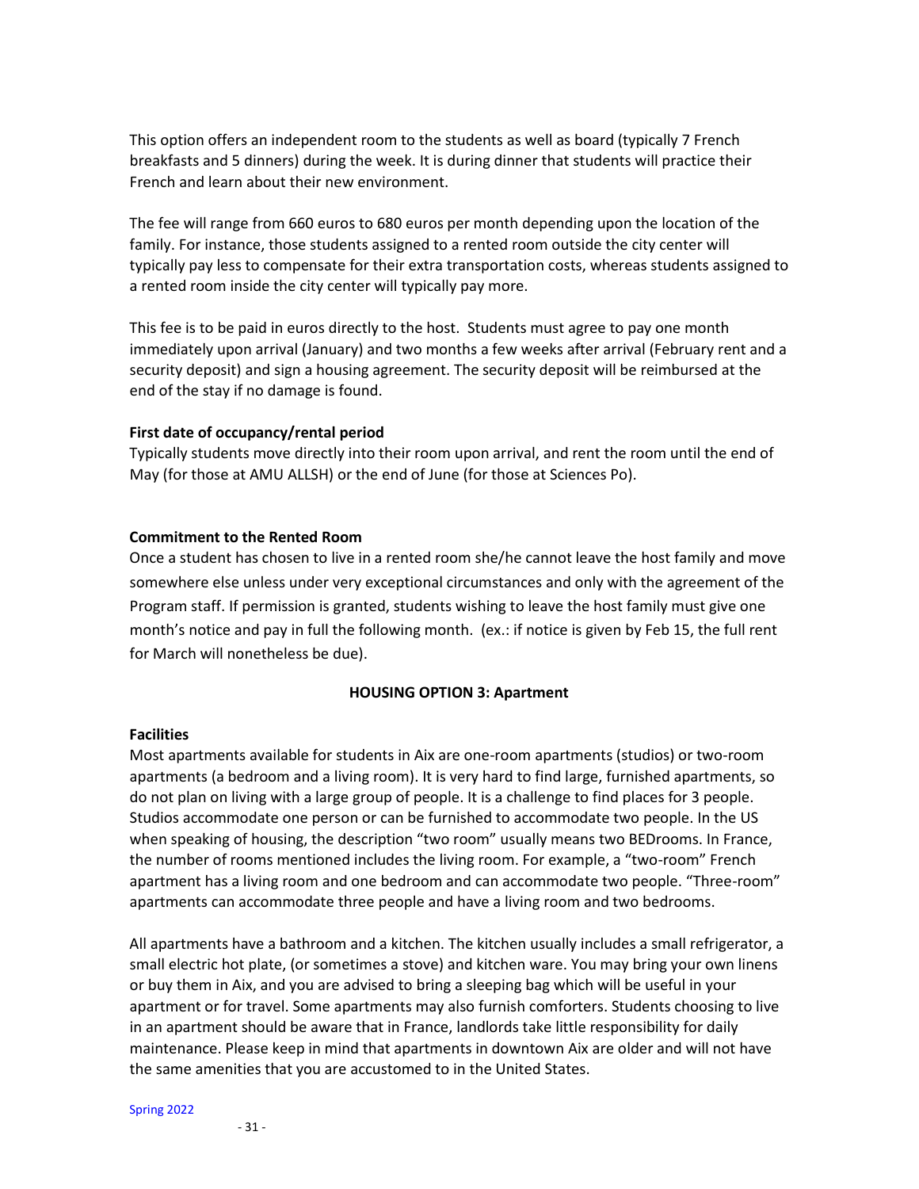This option offers an independent room to the students as well as board (typically 7 French breakfasts and 5 dinners) during the week. It is during dinner that students will practice their French and learn about their new environment.

The fee will range from 660 euros to 680 euros per month depending upon the location of the family. For instance, those students assigned to a rented room outside the city center will typically pay less to compensate for their extra transportation costs, whereas students assigned to a rented room inside the city center will typically pay more.

This fee is to be paid in euros directly to the host. Students must agree to pay one month immediately upon arrival (January) and two months a few weeks after arrival (February rent and a security deposit) and sign a housing agreement. The security deposit will be reimbursed at the end of the stay if no damage is found.

**First date of occupancy/rental period**

Typically students move directly into their room upon arrival, and rent the room until the end of May (for those at AMU ALLSH) or the end of June (for those at Sciences Po).

**Commitment to the Rented Room**

Once a student has chosen to live in a rented room she/he cannot leave the host family and move somewhere else unless under very exceptional circumstances and only with the agreement of the Program staff. If permission is granted, students wishing to leave the host family must give one month's notice and pay in full the following month. (ex.: if notice is given by Feb 15, the full rent for March will nonetheless be due).

## HOUSING OPTION 3: Apartment

**Facilities**

Most apartments available for students in Aix are one-room apartments (studios) or two-room apartments (a bedroom and a living room). It is very hard to find large, furnished apartments, so do not plan on living with a large group of people. It is a challenge to find places for 3 people. Studios accommodate one person or can be furnished to accommodate two people. In the US when speaking of housing, the description "two room" usually means two BEDrooms. In France, the number of rooms mentioned includes the living room. For example, a "two-room" French apartment has a living room and one bedroom and can accommodate two people. "Three-room" apartments can accommodate three people and have a living room and two bedrooms.

All apartments have a bathroom and a kitchen. The kitchen usually includes a small refrigerator, a small electric hot plate, (or sometimes a stove) and kitchen ware. You may bring your own linens or buy them in Aix, and you are advised to bring a sleeping bag which will be useful in your apartment or for travel. Some apartments may also furnish comforters. Students choosing to live in an apartment should be aware that in France, landlords take little responsibility for daily maintenance. Please keep in mind that apartments in downtown Aix are older and will not have the same amenities that you are accustomed to in the United States.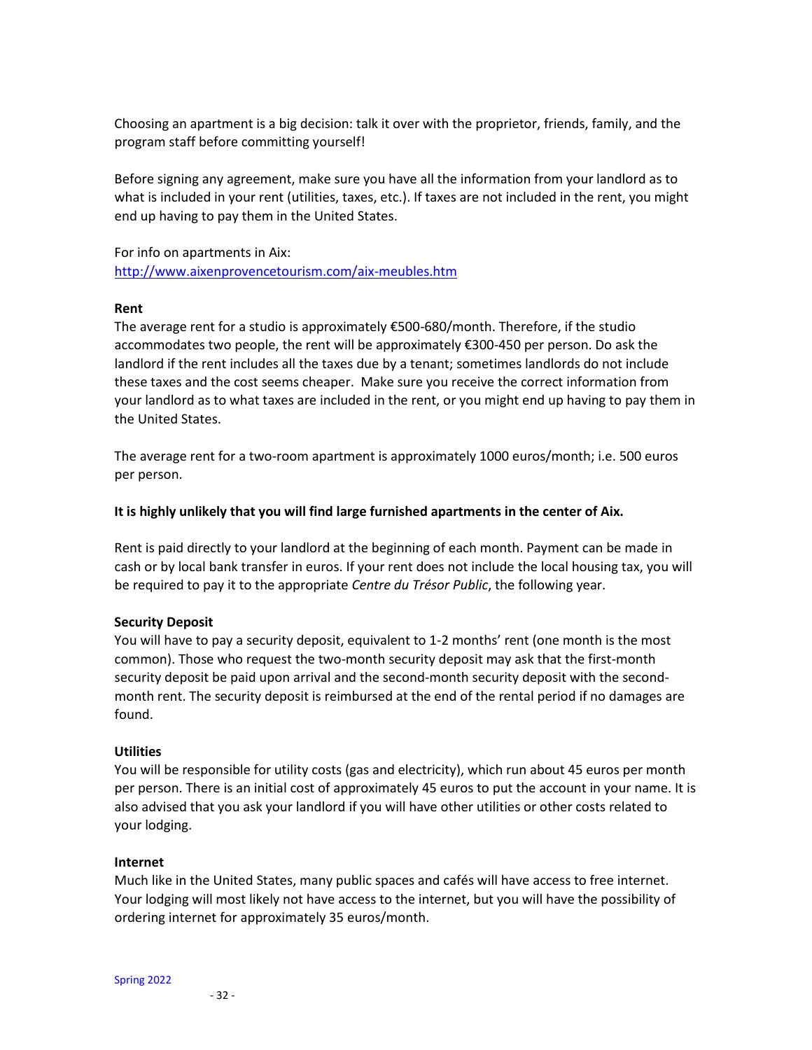Choosing an apartment is a big decision: talk it over with the proprietor, friends, family, and the program staff before committing yourself!

Before signing any agreement, make sure you have all the information from your landlord as to what is included in your rent (utilities, taxes, etc.). If taxes are not included in the rent, you might end up having to pay them in the United States.

For info on apartments in Aix:
http://www.aixenprovencetourism.com/aix-meubles.htm

**Rent**

The average rent for a studio is approximately €500-680/month. Therefore, if the studio accommodates two people, the rent will be approximately €300-450 per person. Do ask the landlord if the rent includes all the taxes due by a tenant; sometimes landlords do not include these taxes and the cost seems cheaper. Make sure you receive the correct information from your landlord as to what taxes are included in the rent, or you might end up having to pay them in the United States.

The average rent for a two-room apartment is approximately 1000 euros/month; i.e. 500 euros per person.

**It is highly unlikely that you will find large furnished apartments in the center of Aix.**

Rent is paid directly to your landlord at the beginning of each month. Payment can be made in cash or by local bank transfer in euros. If your rent does not include the local housing tax, you will be required to pay it to the appropriate *Centre du Trésor Public*, the following year.

**Security Deposit**

You will have to pay a security deposit, equivalent to 1-2 months' rent (one month is the most common). Those who request the two-month security deposit may ask that the first-month security deposit be paid upon arrival and the second-month security deposit with the second-month rent. The security deposit is reimbursed at the end of the rental period if no damages are found.

**Utilities**

You will be responsible for utility costs (gas and electricity), which run about 45 euros per month per person. There is an initial cost of approximately 45 euros to put the account in your name. It is also advised that you ask your landlord if you will have other utilities or other costs related to your lodging.

**Internet**

Much like in the United States, many public spaces and cafés will have access to free internet. Your lodging will most likely not have access to the internet, but you will have the possibility of ordering internet for approximately 35 euros/month.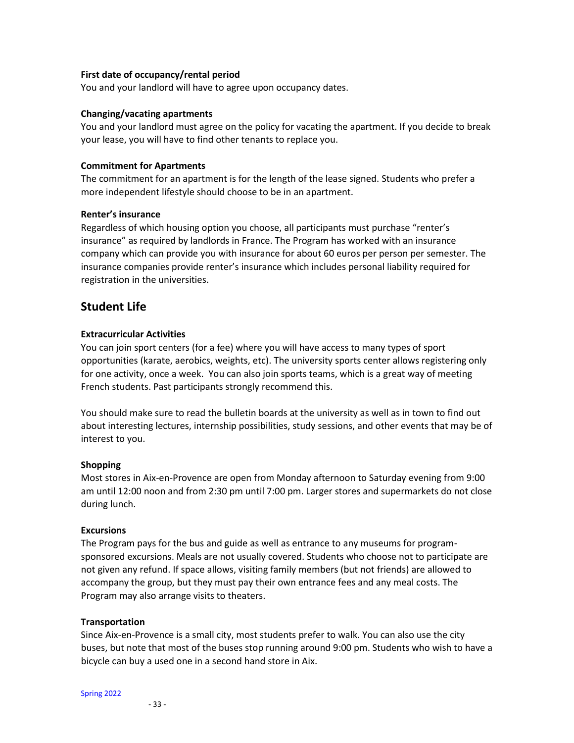**First date of occupancy/rental period**

You and your landlord will have to agree upon occupancy dates.

**Changing/vacating apartments**

You and your landlord must agree on the policy for vacating the apartment. If you decide to break your lease, you will have to find other tenants to replace you.

**Commitment for Apartments**

The commitment for an apartment is for the length of the lease signed. Students who prefer a more independent lifestyle should choose to be in an apartment.

**Renter's insurance**

Regardless of which housing option you choose, all participants must purchase "renter's insurance" as required by landlords in France. The Program has worked with an insurance company which can provide you with insurance for about 60 euros per person per semester. The insurance companies provide renter's insurance which includes personal liability required for registration in the universities.

## Student Life

**Extracurricular Activities**

You can join sport centers (for a fee) where you will have access to many types of sport opportunities (karate, aerobics, weights, etc). The university sports center allows registering only for one activity, once a week. You can also join sports teams, which is a great way of meeting French students. Past participants strongly recommend this.

You should make sure to read the bulletin boards at the university as well as in town to find out about interesting lectures, internship possibilities, study sessions, and other events that may be of interest to you.

**Shopping**

Most stores in Aix-en-Provence are open from Monday afternoon to Saturday evening from 9:00 am until 12:00 noon and from 2:30 pm until 7:00 pm. Larger stores and supermarkets do not close during lunch.

**Excursions**

The Program pays for the bus and guide as well as entrance to any museums for program-sponsored excursions. Meals are not usually covered. Students who choose not to participate are not given any refund. If space allows, visiting family members (but not friends) are allowed to accompany the group, but they must pay their own entrance fees and any meal costs. The Program may also arrange visits to theaters.

**Transportation**

Since Aix-en-Provence is a small city, most students prefer to walk. You can also use the city buses, but note that most of the buses stop running around 9:00 pm. Students who wish to have a bicycle can buy a used one in a second hand store in Aix.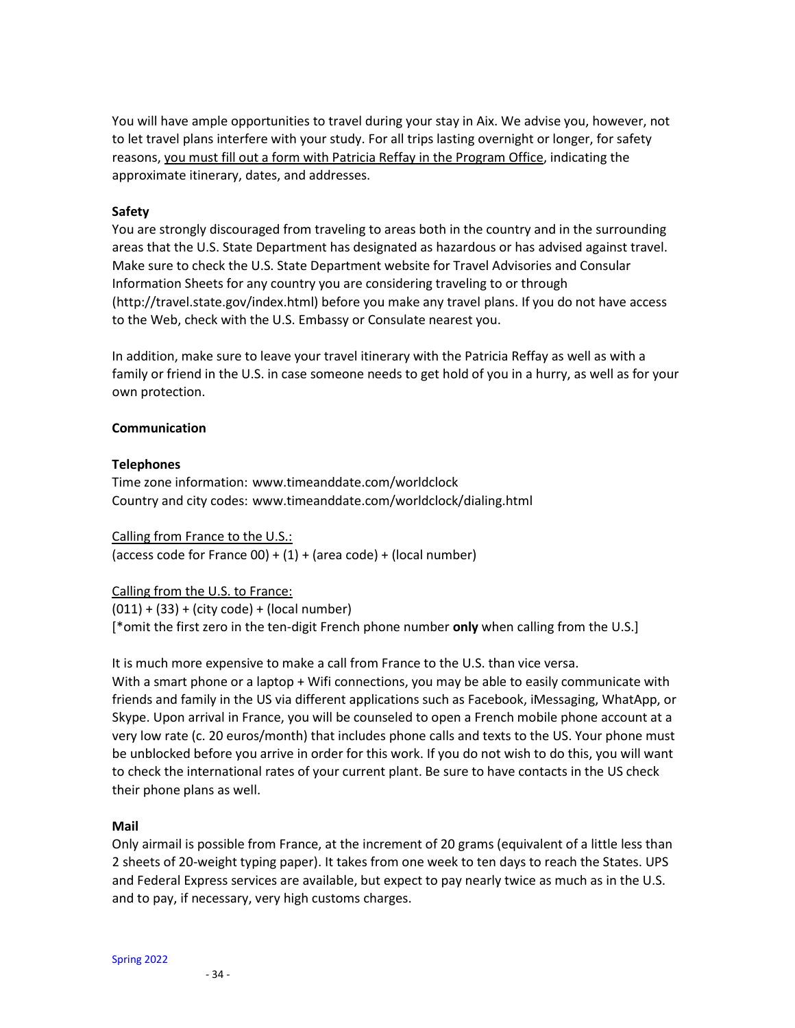You will have ample opportunities to travel during your stay in Aix. We advise you, however, not to let travel plans interfere with your study. For all trips lasting overnight or longer, for safety reasons, <u>you must fill out a form with Patricia Reffay in the Program Office</u>, indicating the approximate itinerary, dates, and addresses.

**Safety**

You are strongly discouraged from traveling to areas both in the country and in the surrounding areas that the U.S. State Department has designated as hazardous or has advised against travel. Make sure to check the U.S. State Department website for Travel Advisories and Consular Information Sheets for any country you are considering traveling to or through (http://travel.state.gov/index.html) before you make any travel plans. If you do not have access to the Web, check with the U.S. Embassy or Consulate nearest you.

In addition, make sure to leave your travel itinerary with the Patricia Reffay as well as with a family or friend in the U.S. in case someone needs to get hold of you in a hurry, as well as for your own protection.

**Communication**

**Telephones**

Time zone information: www.timeanddate.com/worldclock
Country and city codes: www.timeanddate.com/worldclock/dialing.html

<u>Calling from France to the U.S.:</u>
(access code for France 00) + (1) + (area code) + (local number)

<u>Calling from the U.S. to France:</u>
(011) + (33) + (city code) + (local number)
[*omit the first zero in the ten-digit French phone number **only** when calling from the U.S.]

It is much more expensive to make a call from France to the U.S. than vice versa.
With a smart phone or a laptop + Wifi connections, you may be able to easily communicate with friends and family in the US via different applications such as Facebook, iMessaging, WhatApp, or Skype. Upon arrival in France, you will be counseled to open a French mobile phone account at a very low rate (c. 20 euros/month) that includes phone calls and texts to the US. Your phone must be unblocked before you arrive in order for this work. If you do not wish to do this, you will want to check the international rates of your current plant. Be sure to have contacts in the US check their phone plans as well.

**Mail**

Only airmail is possible from France, at the increment of 20 grams (equivalent of a little less than 2 sheets of 20-weight typing paper). It takes from one week to ten days to reach the States. UPS and Federal Express services are available, but expect to pay nearly twice as much as in the U.S. and to pay, if necessary, very high customs charges.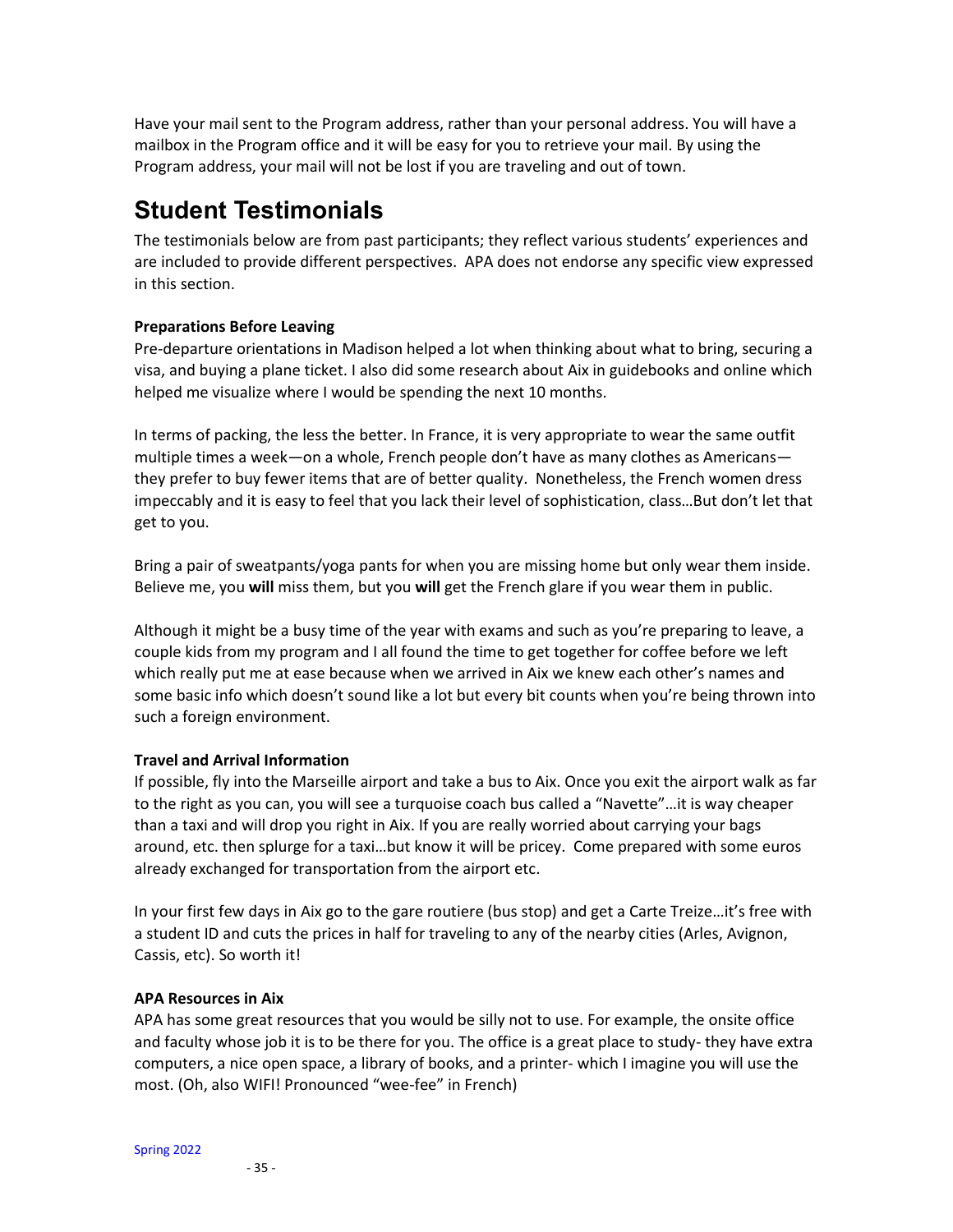Have your mail sent to the Program address, rather than your personal address. You will have a mailbox in the Program office and it will be easy for you to retrieve your mail. By using the Program address, your mail will not be lost if you are traveling and out of town.

# Student Testimonials

The testimonials below are from past participants; they reflect various students' experiences and are included to provide different perspectives. APA does not endorse any specific view expressed in this section.

**Preparations Before Leaving**

Pre-departure orientations in Madison helped a lot when thinking about what to bring, securing a visa, and buying a plane ticket. I also did some research about Aix in guidebooks and online which helped me visualize where I would be spending the next 10 months.

In terms of packing, the less the better. In France, it is very appropriate to wear the same outfit multiple times a week—on a whole, French people don't have as many clothes as Americans—they prefer to buy fewer items that are of better quality. Nonetheless, the French women dress impeccably and it is easy to feel that you lack their level of sophistication, class…But don't let that get to you.

Bring a pair of sweatpants/yoga pants for when you are missing home but only wear them inside. Believe me, you **will** miss them, but you **will** get the French glare if you wear them in public.

Although it might be a busy time of the year with exams and such as you're preparing to leave, a couple kids from my program and I all found the time to get together for coffee before we left which really put me at ease because when we arrived in Aix we knew each other's names and some basic info which doesn't sound like a lot but every bit counts when you're being thrown into such a foreign environment.

**Travel and Arrival Information**

If possible, fly into the Marseille airport and take a bus to Aix. Once you exit the airport walk as far to the right as you can, you will see a turquoise coach bus called a "Navette"…it is way cheaper than a taxi and will drop you right in Aix. If you are really worried about carrying your bags around, etc. then splurge for a taxi…but know it will be pricey. Come prepared with some euros already exchanged for transportation from the airport etc.

In your first few days in Aix go to the gare routiere (bus stop) and get a Carte Treize…it's free with a student ID and cuts the prices in half for traveling to any of the nearby cities (Arles, Avignon, Cassis, etc). So worth it!

**APA Resources in Aix**

APA has some great resources that you would be silly not to use. For example, the onsite office and faculty whose job it is to be there for you. The office is a great place to study- they have extra computers, a nice open space, a library of books, and a printer- which I imagine you will use the most. (Oh, also WIFI! Pronounced "wee-fee" in French)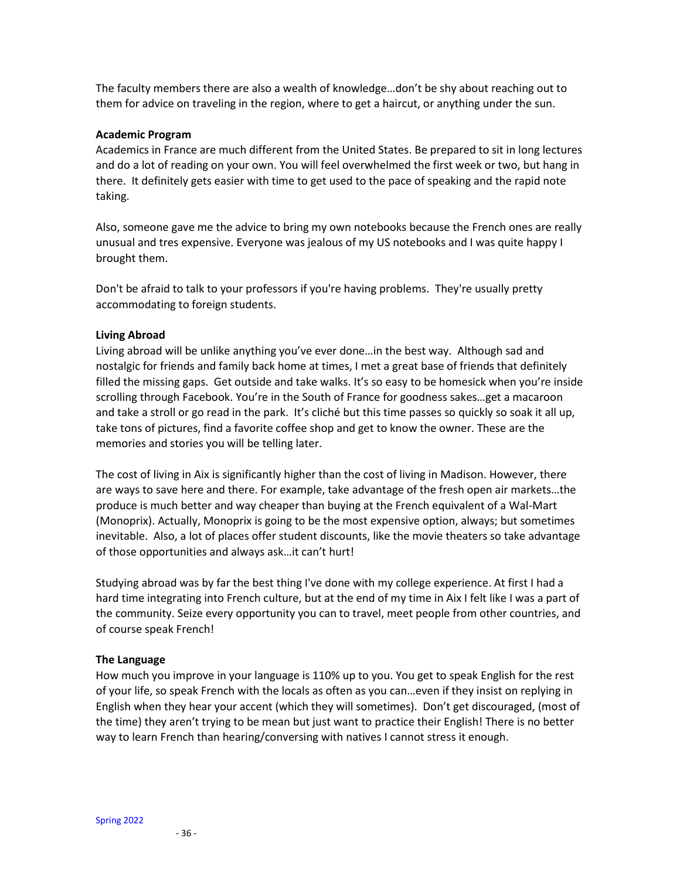The faculty members there are also a wealth of knowledge…don't be shy about reaching out to them for advice on traveling in the region, where to get a haircut, or anything under the sun.

**Academic Program**

Academics in France are much different from the United States. Be prepared to sit in long lectures and do a lot of reading on your own. You will feel overwhelmed the first week or two, but hang in there. It definitely gets easier with time to get used to the pace of speaking and the rapid note taking.

Also, someone gave me the advice to bring my own notebooks because the French ones are really unusual and tres expensive. Everyone was jealous of my US notebooks and I was quite happy I brought them.

Don't be afraid to talk to your professors if you're having problems. They're usually pretty accommodating to foreign students.

**Living Abroad**

Living abroad will be unlike anything you've ever done…in the best way. Although sad and nostalgic for friends and family back home at times, I met a great base of friends that definitely filled the missing gaps. Get outside and take walks. It's so easy to be homesick when you're inside scrolling through Facebook. You're in the South of France for goodness sakes…get a macaroon and take a stroll or go read in the park. It's cliché but this time passes so quickly so soak it all up, take tons of pictures, find a favorite coffee shop and get to know the owner. These are the memories and stories you will be telling later.

The cost of living in Aix is significantly higher than the cost of living in Madison. However, there are ways to save here and there. For example, take advantage of the fresh open air markets…the produce is much better and way cheaper than buying at the French equivalent of a Wal-Mart (Monoprix). Actually, Monoprix is going to be the most expensive option, always; but sometimes inevitable. Also, a lot of places offer student discounts, like the movie theaters so take advantage of those opportunities and always ask…it can't hurt!

Studying abroad was by far the best thing I've done with my college experience. At first I had a hard time integrating into French culture, but at the end of my time in Aix I felt like I was a part of the community. Seize every opportunity you can to travel, meet people from other countries, and of course speak French!

**The Language**

How much you improve in your language is 110% up to you. You get to speak English for the rest of your life, so speak French with the locals as often as you can…even if they insist on replying in English when they hear your accent (which they will sometimes). Don't get discouraged, (most of the time) they aren't trying to be mean but just want to practice their English! There is no better way to learn French than hearing/conversing with natives I cannot stress it enough.